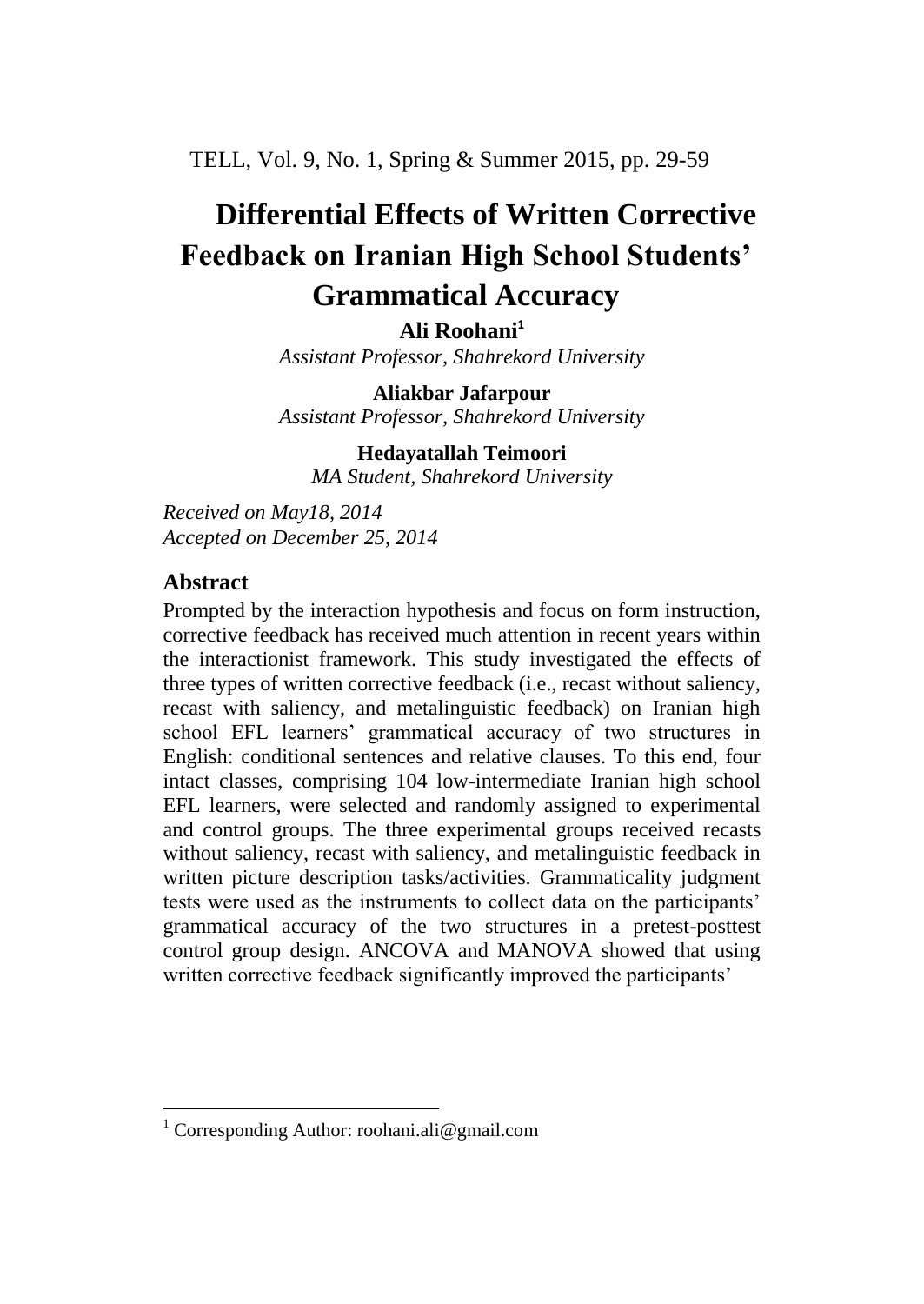# Differential Effects of Written Corrective Feedback on Iranian High School Students' Grammatical Accuracy

**Ali Roohani[1]**
*Assistant Professor, Shahrekord University*

**Aliakbar Jafarpour**
*Assistant Professor, Shahrekord University*

**Hedayatallah Teimoori**
*MA Student, Shahrekord University*

*Received on May18, 2014*
*Accepted on December 25, 2014*

## Abstract

Prompted by the interaction hypothesis and focus on form instruction, corrective feedback has received much attention in recent years within the interactionist framework. This study investigated the effects of three types of written corrective feedback (i.e., recast without saliency, recast with saliency, and metalinguistic feedback) on Iranian high school EFL learners' grammatical accuracy of two structures in English: conditional sentences and relative clauses. To this end, four intact classes, comprising 104 low-intermediate Iranian high school EFL learners, were selected and randomly assigned to experimental and control groups. The three experimental groups received recasts without saliency, recast with saliency, and metalinguistic feedback in written picture description tasks/activities. Grammaticality judgment tests were used as the instruments to collect data on the participants' grammatical accuracy of the two structures in a pretest-posttest control group design. ANCOVA and MANOVA showed that using written corrective feedback significantly improved the participants'

---

[1] Corresponding Author: roohani.ali@gmail.com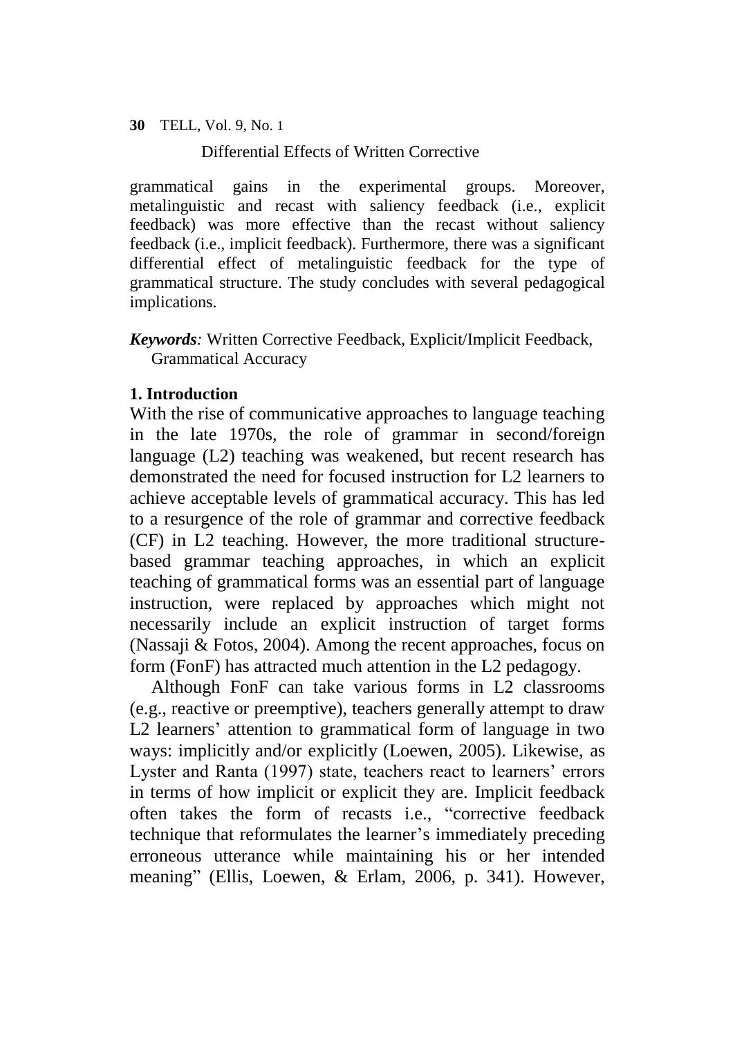grammatical gains in the experimental groups. Moreover, metalinguistic and recast with saliency feedback (i.e., explicit feedback) was more effective than the recast without saliency feedback (i.e., implicit feedback). Furthermore, there was a significant differential effect of metalinguistic feedback for the type of grammatical structure. The study concludes with several pedagogical implications.

***Keywords**:* Written Corrective Feedback, Explicit/Implicit Feedback, Grammatical Accuracy

## 1. Introduction

With the rise of communicative approaches to language teaching in the late 1970s, the role of grammar in second/foreign language (L2) teaching was weakened, but recent research has demonstrated the need for focused instruction for L2 learners to achieve acceptable levels of grammatical accuracy. This has led to a resurgence of the role of grammar and corrective feedback (CF) in L2 teaching. However, the more traditional structure-based grammar teaching approaches, in which an explicit teaching of grammatical forms was an essential part of language instruction, were replaced by approaches which might not necessarily include an explicit instruction of target forms (Nassaji & Fotos, 2004). Among the recent approaches, focus on form (FonF) has attracted much attention in the L2 pedagogy.

Although FonF can take various forms in L2 classrooms (e.g., reactive or preemptive), teachers generally attempt to draw L2 learners' attention to grammatical form of language in two ways: implicitly and/or explicitly (Loewen, 2005). Likewise, as Lyster and Ranta (1997) state, teachers react to learners' errors in terms of how implicit or explicit they are. Implicit feedback often takes the form of recasts i.e., "corrective feedback technique that reformulates the learner's immediately preceding erroneous utterance while maintaining his or her intended meaning" (Ellis, Loewen, & Erlam, 2006, p. 341). However,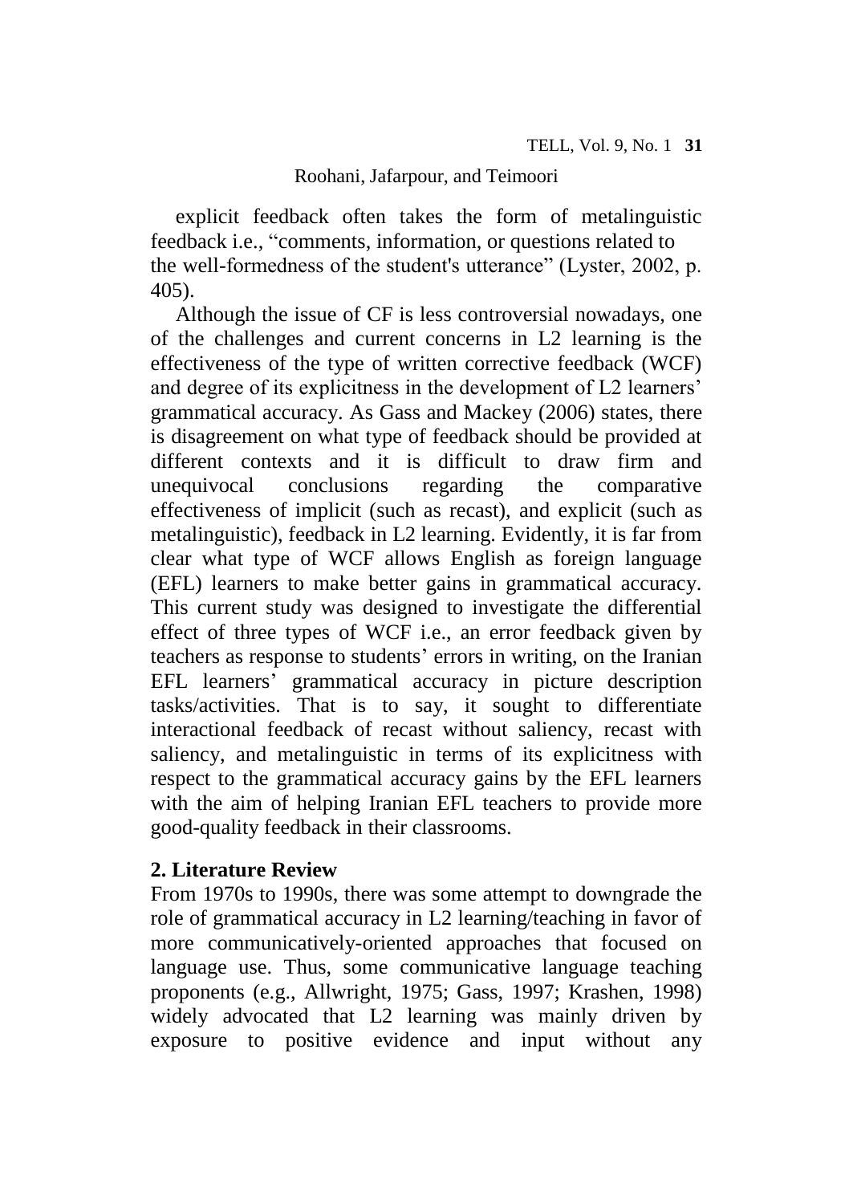explicit feedback often takes the form of metalinguistic feedback i.e., "comments, information, or questions related to the well-formedness of the student's utterance" (Lyster, 2002, p. 405).

Although the issue of CF is less controversial nowadays, one of the challenges and current concerns in L2 learning is the effectiveness of the type of written corrective feedback (WCF) and degree of its explicitness in the development of L2 learners' grammatical accuracy. As Gass and Mackey (2006) states, there is disagreement on what type of feedback should be provided at different contexts and it is difficult to draw firm and unequivocal conclusions regarding the comparative effectiveness of implicit (such as recast), and explicit (such as metalinguistic), feedback in L2 learning. Evidently, it is far from clear what type of WCF allows English as foreign language (EFL) learners to make better gains in grammatical accuracy. This current study was designed to investigate the differential effect of three types of WCF i.e., an error feedback given by teachers as response to students' errors in writing, on the Iranian EFL learners' grammatical accuracy in picture description tasks/activities. That is to say, it sought to differentiate interactional feedback of recast without saliency, recast with saliency, and metalinguistic in terms of its explicitness with respect to the grammatical accuracy gains by the EFL learners with the aim of helping Iranian EFL teachers to provide more good-quality feedback in their classrooms.

## 2. Literature Review

From 1970s to 1990s, there was some attempt to downgrade the role of grammatical accuracy in L2 learning/teaching in favor of more communicatively-oriented approaches that focused on language use. Thus, some communicative language teaching proponents (e.g., Allwright, 1975; Gass, 1997; Krashen, 1998) widely advocated that L2 learning was mainly driven by exposure to positive evidence and input without any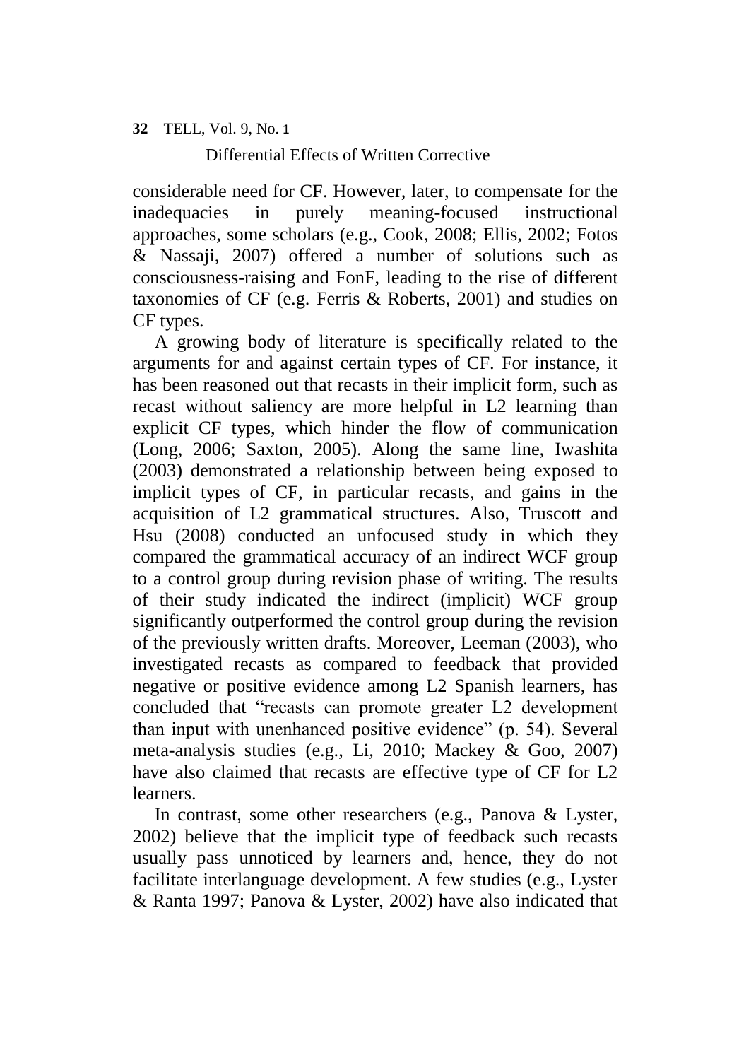considerable need for CF. However, later, to compensate for the inadequacies in purely meaning-focused instructional approaches, some scholars (e.g., Cook, 2008; Ellis, 2002; Fotos & Nassaji, 2007) offered a number of solutions such as consciousness-raising and FonF, leading to the rise of different taxonomies of CF (e.g. Ferris & Roberts, 2001) and studies on CF types.

A growing body of literature is specifically related to the arguments for and against certain types of CF. For instance, it has been reasoned out that recasts in their implicit form, such as recast without saliency are more helpful in L2 learning than explicit CF types, which hinder the flow of communication (Long, 2006; Saxton, 2005). Along the same line, Iwashita (2003) demonstrated a relationship between being exposed to implicit types of CF, in particular recasts, and gains in the acquisition of L2 grammatical structures. Also, Truscott and Hsu (2008) conducted an unfocused study in which they compared the grammatical accuracy of an indirect WCF group to a control group during revision phase of writing. The results of their study indicated the indirect (implicit) WCF group significantly outperformed the control group during the revision of the previously written drafts. Moreover, Leeman (2003), who investigated recasts as compared to feedback that provided negative or positive evidence among L2 Spanish learners, has concluded that "recasts can promote greater L2 development than input with unenhanced positive evidence" (p. 54). Several meta-analysis studies (e.g., Li, 2010; Mackey & Goo, 2007) have also claimed that recasts are effective type of CF for L2 learners.

In contrast, some other researchers (e.g., Panova & Lyster, 2002) believe that the implicit type of feedback such recasts usually pass unnoticed by learners and, hence, they do not facilitate interlanguage development. A few studies (e.g., Lyster & Ranta 1997; Panova & Lyster, 2002) have also indicated that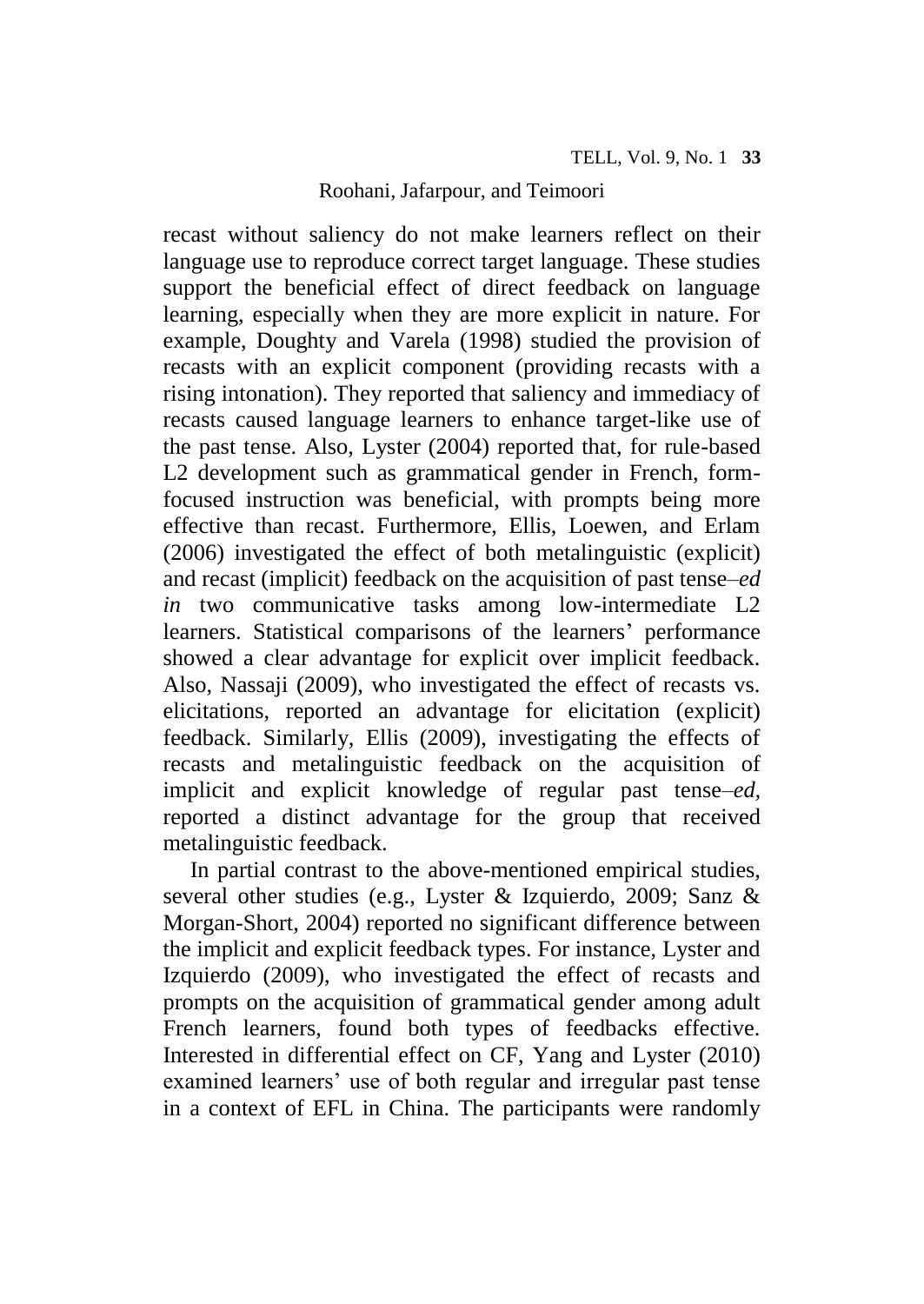recast without saliency do not make learners reflect on their language use to reproduce correct target language. These studies support the beneficial effect of direct feedback on language learning, especially when they are more explicit in nature. For example, Doughty and Varela (1998) studied the provision of recasts with an explicit component (providing recasts with a rising intonation). They reported that saliency and immediacy of recasts caused language learners to enhance target-like use of the past tense. Also, Lyster (2004) reported that, for rule-based L2 development such as grammatical gender in French, form-focused instruction was beneficial, with prompts being more effective than recast. Furthermore, Ellis, Loewen, and Erlam (2006) investigated the effect of both metalinguistic (explicit) and recast (implicit) feedback on the acquisition of past tense–*ed in* two communicative tasks among low-intermediate L2 learners. Statistical comparisons of the learners' performance showed a clear advantage for explicit over implicit feedback. Also, Nassaji (2009), who investigated the effect of recasts vs. elicitations, reported an advantage for elicitation (explicit) feedback. Similarly, Ellis (2009), investigating the effects of recasts and metalinguistic feedback on the acquisition of implicit and explicit knowledge of regular past tense–*ed,* reported a distinct advantage for the group that received metalinguistic feedback.

In partial contrast to the above-mentioned empirical studies, several other studies (e.g., Lyster & Izquierdo, 2009; Sanz & Morgan-Short, 2004) reported no significant difference between the implicit and explicit feedback types. For instance, Lyster and Izquierdo (2009), who investigated the effect of recasts and prompts on the acquisition of grammatical gender among adult French learners, found both types of feedbacks effective. Interested in differential effect on CF, Yang and Lyster (2010) examined learners' use of both regular and irregular past tense in a context of EFL in China. The participants were randomly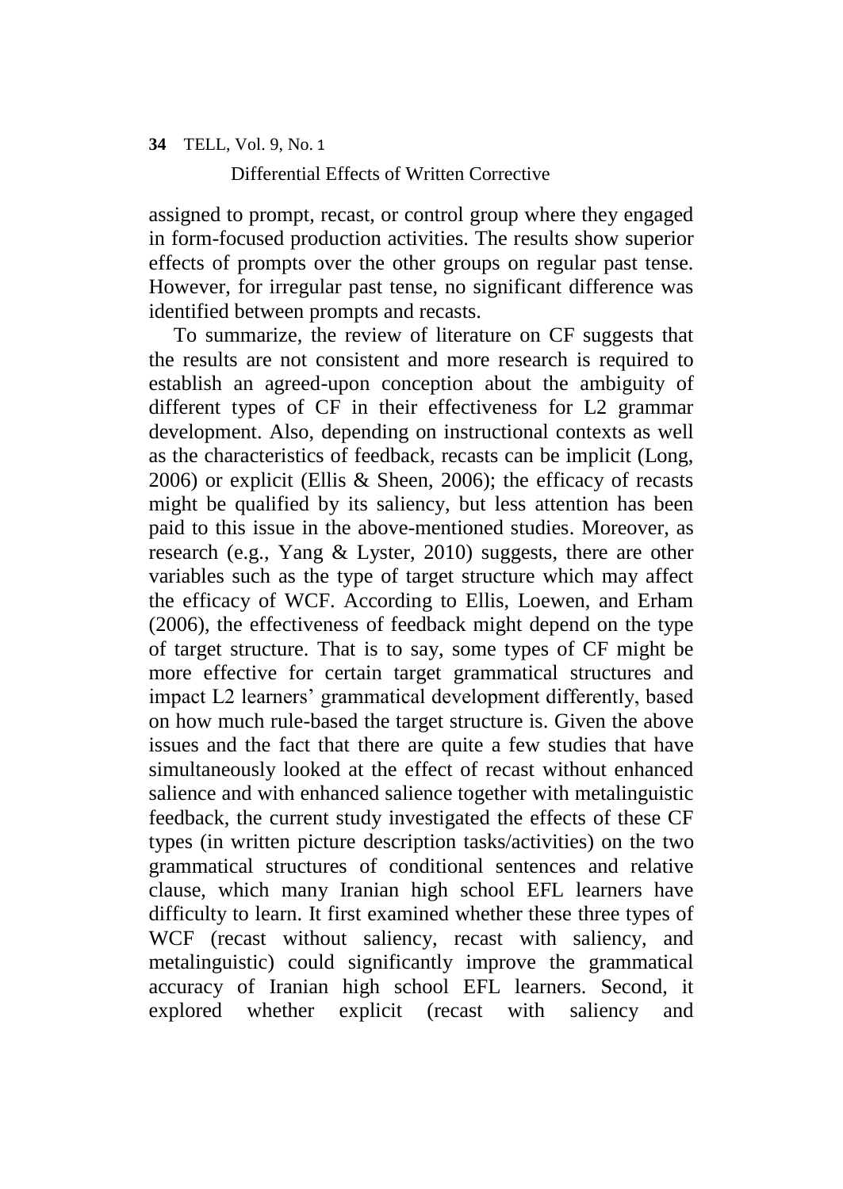assigned to prompt, recast, or control group where they engaged in form-focused production activities. The results show superior effects of prompts over the other groups on regular past tense. However, for irregular past tense, no significant difference was identified between prompts and recasts.

To summarize, the review of literature on CF suggests that the results are not consistent and more research is required to establish an agreed-upon conception about the ambiguity of different types of CF in their effectiveness for L2 grammar development. Also, depending on instructional contexts as well as the characteristics of feedback, recasts can be implicit (Long, 2006) or explicit (Ellis & Sheen, 2006); the efficacy of recasts might be qualified by its saliency, but less attention has been paid to this issue in the above-mentioned studies. Moreover, as research (e.g., Yang & Lyster, 2010) suggests, there are other variables such as the type of target structure which may affect the efficacy of WCF. According to Ellis, Loewen, and Erham (2006), the effectiveness of feedback might depend on the type of target structure. That is to say, some types of CF might be more effective for certain target grammatical structures and impact L2 learners' grammatical development differently, based on how much rule-based the target structure is. Given the above issues and the fact that there are quite a few studies that have simultaneously looked at the effect of recast without enhanced salience and with enhanced salience together with metalinguistic feedback, the current study investigated the effects of these CF types (in written picture description tasks/activities) on the two grammatical structures of conditional sentences and relative clause, which many Iranian high school EFL learners have difficulty to learn. It first examined whether these three types of WCF (recast without saliency, recast with saliency, and metalinguistic) could significantly improve the grammatical accuracy of Iranian high school EFL learners. Second, it explored whether explicit (recast with saliency and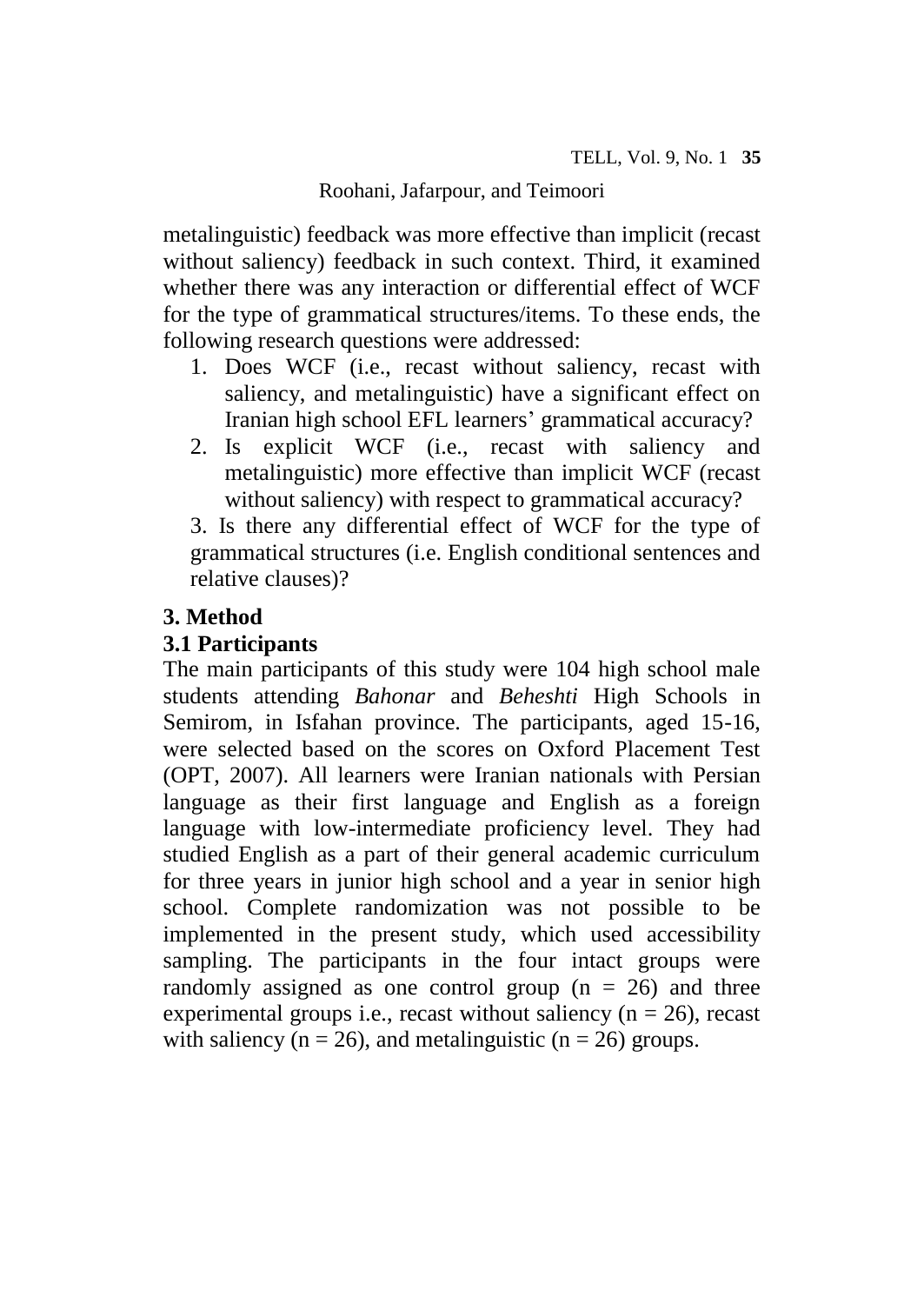metalinguistic) feedback was more effective than implicit (recast without saliency) feedback in such context. Third, it examined whether there was any interaction or differential effect of WCF for the type of grammatical structures/items. To these ends, the following research questions were addressed:

1. Does WCF (i.e., recast without saliency, recast with saliency, and metalinguistic) have a significant effect on Iranian high school EFL learners' grammatical accuracy?
2. Is explicit WCF (i.e., recast with saliency and metalinguistic) more effective than implicit WCF (recast without saliency) with respect to grammatical accuracy?

3. Is there any differential effect of WCF for the type of grammatical structures (i.e. English conditional sentences and relative clauses)?

## 3. Method

### 3.1 Participants

The main participants of this study were 104 high school male students attending *Bahonar* and *Beheshti* High Schools in Semirom, in Isfahan province. The participants, aged 15-16, were selected based on the scores on Oxford Placement Test (OPT, 2007). All learners were Iranian nationals with Persian language as their first language and English as a foreign language with low-intermediate proficiency level. They had studied English as a part of their general academic curriculum for three years in junior high school and a year in senior high school. Complete randomization was not possible to be implemented in the present study, which used accessibility sampling. The participants in the four intact groups were randomly assigned as one control group ($n = 26$) and three experimental groups i.e., recast without saliency ($n = 26$), recast with saliency ($n = 26$), and metalinguistic ($n = 26$) groups.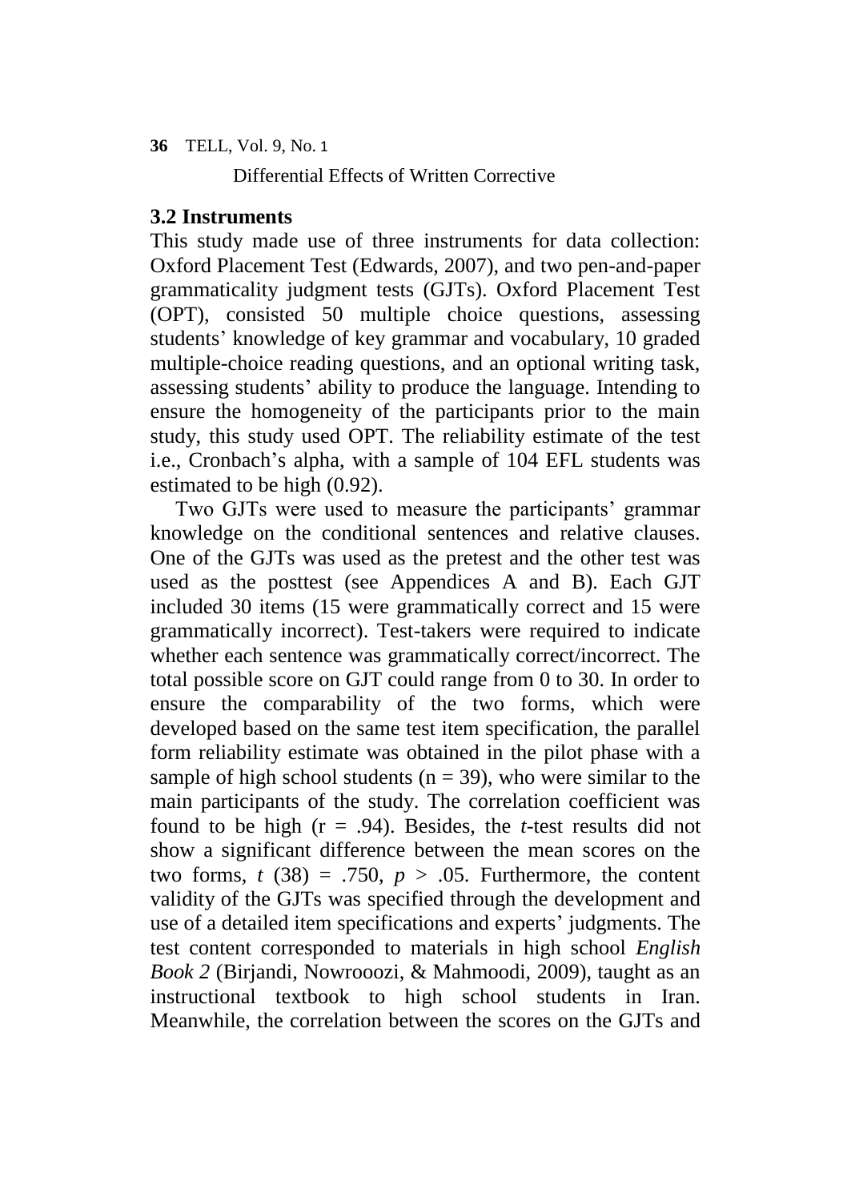### 3.2 Instruments

This study made use of three instruments for data collection: Oxford Placement Test (Edwards, 2007), and two pen-and-paper grammaticality judgment tests (GJTs). Oxford Placement Test (OPT), consisted 50 multiple choice questions, assessing students' knowledge of key grammar and vocabulary, 10 graded multiple-choice reading questions, and an optional writing task, assessing students' ability to produce the language. Intending to ensure the homogeneity of the participants prior to the main study, this study used OPT. The reliability estimate of the test i.e., Cronbach's alpha, with a sample of 104 EFL students was estimated to be high (0.92).

Two GJTs were used to measure the participants' grammar knowledge on the conditional sentences and relative clauses. One of the GJTs was used as the pretest and the other test was used as the posttest (see Appendices A and B). Each GJT included 30 items (15 were grammatically correct and 15 were grammatically incorrect). Test-takers were required to indicate whether each sentence was grammatically correct/incorrect. The total possible score on GJT could range from 0 to 30. In order to ensure the comparability of the two forms, which were developed based on the same test item specification, the parallel form reliability estimate was obtained in the pilot phase with a sample of high school students ($n = 39$), who were similar to the main participants of the study. The correlation coefficient was found to be high ($r = .94$). Besides, the *t*-test results did not show a significant difference between the mean scores on the two forms, $t\ (38) = .750$, $p > .05$. Furthermore, the content validity of the GJTs was specified through the development and use of a detailed item specifications and experts' judgments. The test content corresponded to materials in high school *English Book 2* (Birjandi, Nowrooozi, & Mahmoodi, 2009), taught as an instructional textbook to high school students in Iran. Meanwhile, the correlation between the scores on the GJTs and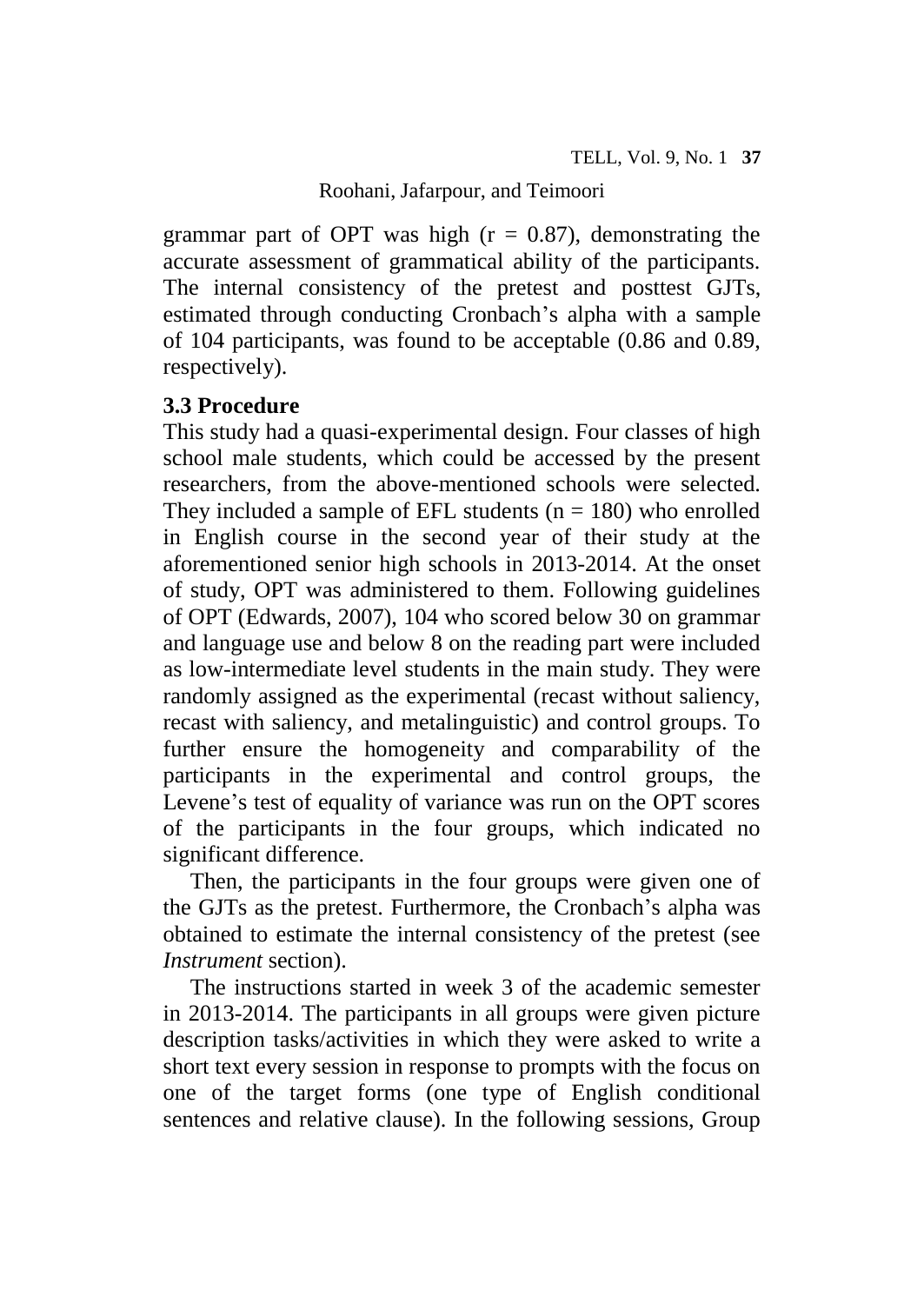grammar part of OPT was high (r = 0.87), demonstrating the accurate assessment of grammatical ability of the participants. The internal consistency of the pretest and posttest GJTs, estimated through conducting Cronbach's alpha with a sample of 104 participants, was found to be acceptable (0.86 and 0.89, respectively).

### 3.3 Procedure

This study had a quasi-experimental design. Four classes of high school male students, which could be accessed by the present researchers, from the above-mentioned schools were selected. They included a sample of EFL students (n = 180) who enrolled in English course in the second year of their study at the aforementioned senior high schools in 2013-2014. At the onset of study, OPT was administered to them. Following guidelines of OPT (Edwards, 2007), 104 who scored below 30 on grammar and language use and below 8 on the reading part were included as low-intermediate level students in the main study. They were randomly assigned as the experimental (recast without saliency, recast with saliency, and metalinguistic) and control groups. To further ensure the homogeneity and comparability of the participants in the experimental and control groups, the Levene's test of equality of variance was run on the OPT scores of the participants in the four groups, which indicated no significant difference.

Then, the participants in the four groups were given one of the GJTs as the pretest. Furthermore, the Cronbach's alpha was obtained to estimate the internal consistency of the pretest (see *Instrument* section).

The instructions started in week 3 of the academic semester in 2013-2014. The participants in all groups were given picture description tasks/activities in which they were asked to write a short text every session in response to prompts with the focus on one of the target forms (one type of English conditional sentences and relative clause). In the following sessions, Group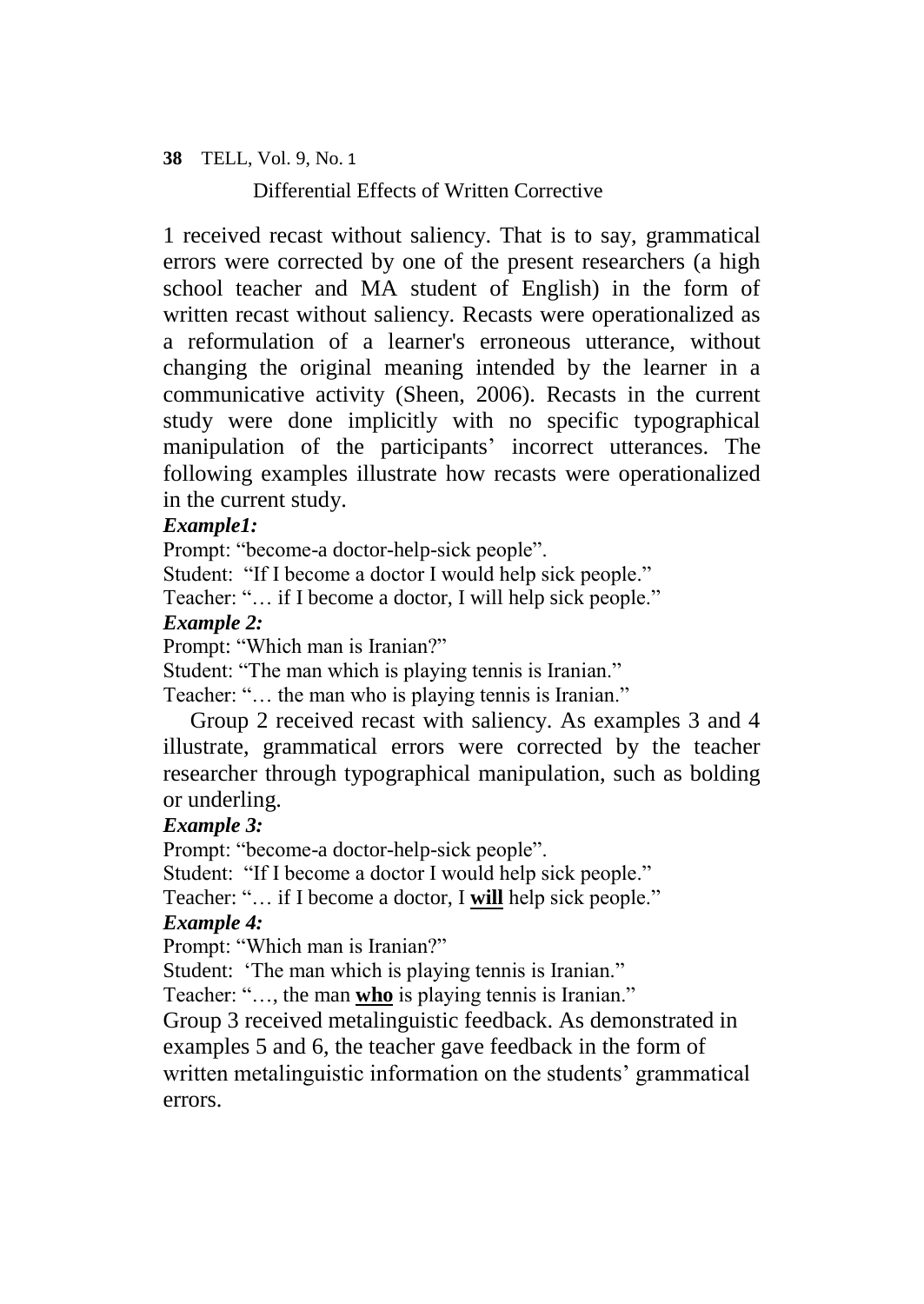1 received recast without saliency. That is to say, grammatical errors were corrected by one of the present researchers (a high school teacher and MA student of English) in the form of written recast without saliency. Recasts were operationalized as a reformulation of a learner's erroneous utterance, without changing the original meaning intended by the learner in a communicative activity (Sheen, 2006). Recasts in the current study were done implicitly with no specific typographical manipulation of the participants' incorrect utterances. The following examples illustrate how recasts were operationalized in the current study.

***Example1:***

Prompt: "become-a doctor-help-sick people".

Student: "If I become a doctor I would help sick people."

Teacher: "… if I become a doctor, I will help sick people."

***Example 2:***

Prompt: "Which man is Iranian?"

Student: "The man which is playing tennis is Iranian."

Teacher: "… the man who is playing tennis is Iranian."

Group 2 received recast with saliency. As examples 3 and 4 illustrate, grammatical errors were corrected by the teacher researcher through typographical manipulation, such as bolding or underling.

***Example 3:***

Prompt: "become-a doctor-help-sick people".

Student: "If I become a doctor I would help sick people."

Teacher: "… if I become a doctor, I <u>**will**</u> help sick people."

***Example 4:***

Prompt: "Which man is Iranian?"

Student: 'The man which is playing tennis is Iranian."

Teacher: "…, the man <u>**who**</u> is playing tennis is Iranian."

Group 3 received metalinguistic feedback. As demonstrated in examples 5 and 6, the teacher gave feedback in the form of written metalinguistic information on the students' grammatical errors.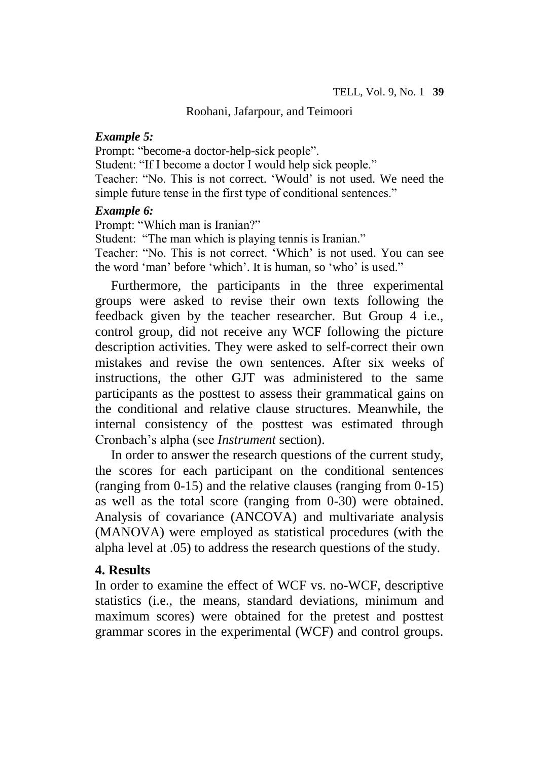***Example 5:***

Prompt: "become-a doctor-help-sick people".

Student: "If I become a doctor I would help sick people."

Teacher: "No. This is not correct. 'Would' is not used. We need the simple future tense in the first type of conditional sentences."

***Example 6:***

Prompt: "Which man is Iranian?"

Student: "The man which is playing tennis is Iranian."

Teacher: "No. This is not correct. 'Which' is not used. You can see the word 'man' before 'which'. It is human, so 'who' is used."

Furthermore, the participants in the three experimental groups were asked to revise their own texts following the feedback given by the teacher researcher. But Group 4 i.e., control group, did not receive any WCF following the picture description activities. They were asked to self-correct their own mistakes and revise the own sentences. After six weeks of instructions, the other GJT was administered to the same participants as the posttest to assess their grammatical gains on the conditional and relative clause structures. Meanwhile, the internal consistency of the posttest was estimated through Cronbach's alpha (see *Instrument* section).

In order to answer the research questions of the current study, the scores for each participant on the conditional sentences (ranging from 0-15) and the relative clauses (ranging from 0-15) as well as the total score (ranging from 0-30) were obtained. Analysis of covariance (ANCOVA) and multivariate analysis (MANOVA) were employed as statistical procedures (with the alpha level at .05) to address the research questions of the study.

## 4. Results

In order to examine the effect of WCF vs. no-WCF, descriptive statistics (i.e., the means, standard deviations, minimum and maximum scores) were obtained for the pretest and posttest grammar scores in the experimental (WCF) and control groups.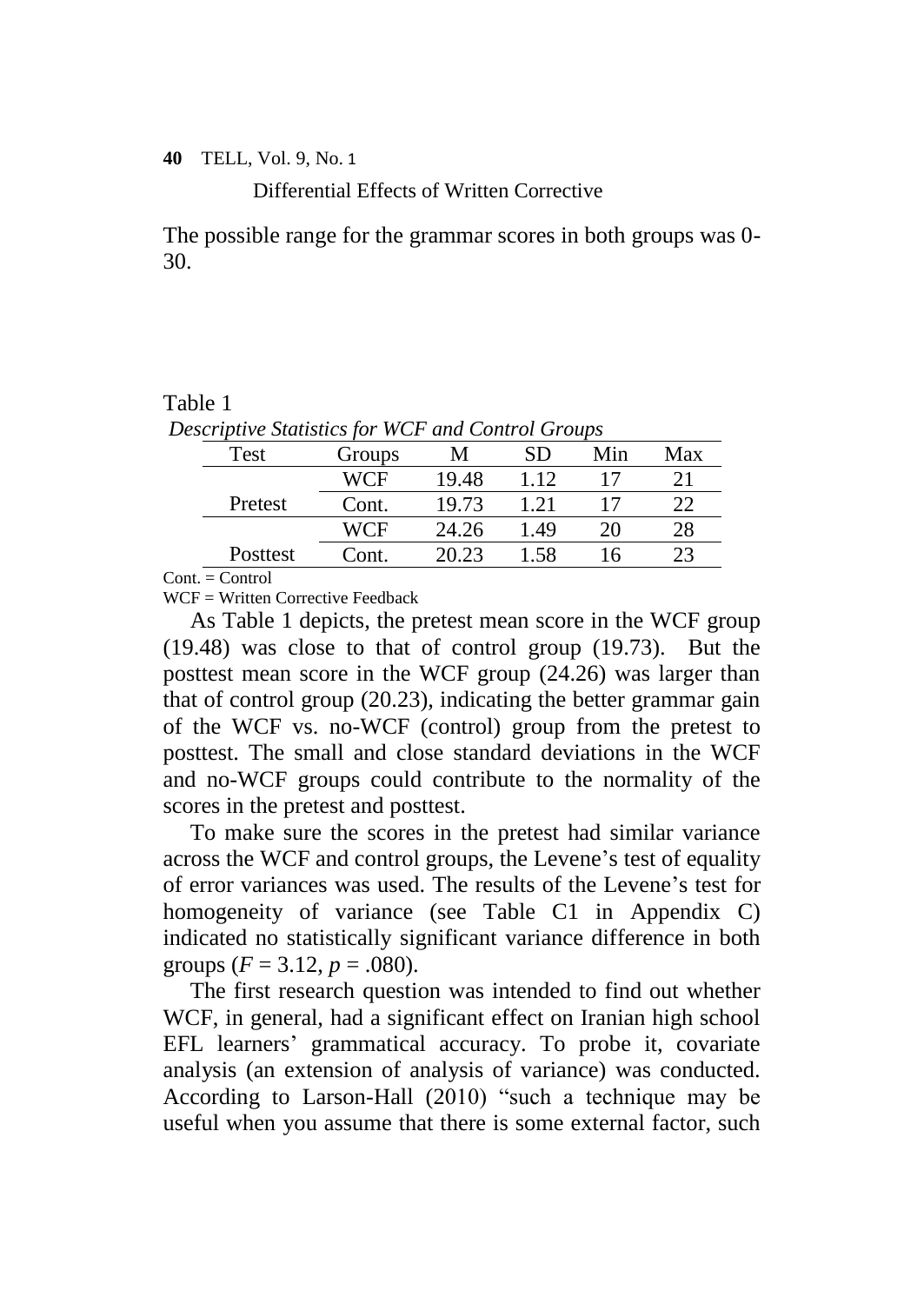The possible range for the grammar scores in both groups was 0-30.

Table 1

*Descriptive Statistics for WCF and Control Groups*

| Test | Groups | M | SD | Min | Max |
|---|---|---|---|---|---|
| Pretest | WCF | 19.48 | 1.12 | 17 | 21 |
| | Cont. | 19.73 | 1.21 | 17 | 22 |
| Posttest | WCF | 24.26 | 1.49 | 20 | 28 |
| | Cont. | 20.23 | 1.58 | 16 | 23 |

Cont. = Control

WCF = Written Corrective Feedback

As Table 1 depicts, the pretest mean score in the WCF group (19.48) was close to that of control group (19.73). But the posttest mean score in the WCF group (24.26) was larger than that of control group (20.23), indicating the better grammar gain of the WCF vs. no-WCF (control) group from the pretest to posttest. The small and close standard deviations in the WCF and no-WCF groups could contribute to the normality of the scores in the pretest and posttest.

To make sure the scores in the pretest had similar variance across the WCF and control groups, the Levene's test of equality of error variances was used. The results of the Levene's test for homogeneity of variance (see Table C1 in Appendix C) indicated no statistically significant variance difference in both groups ($F = 3.12$, $p = .080$).

The first research question was intended to find out whether WCF, in general, had a significant effect on Iranian high school EFL learners' grammatical accuracy. To probe it, covariate analysis (an extension of analysis of variance) was conducted. According to Larson-Hall (2010) "such a technique may be useful when you assume that there is some external factor, such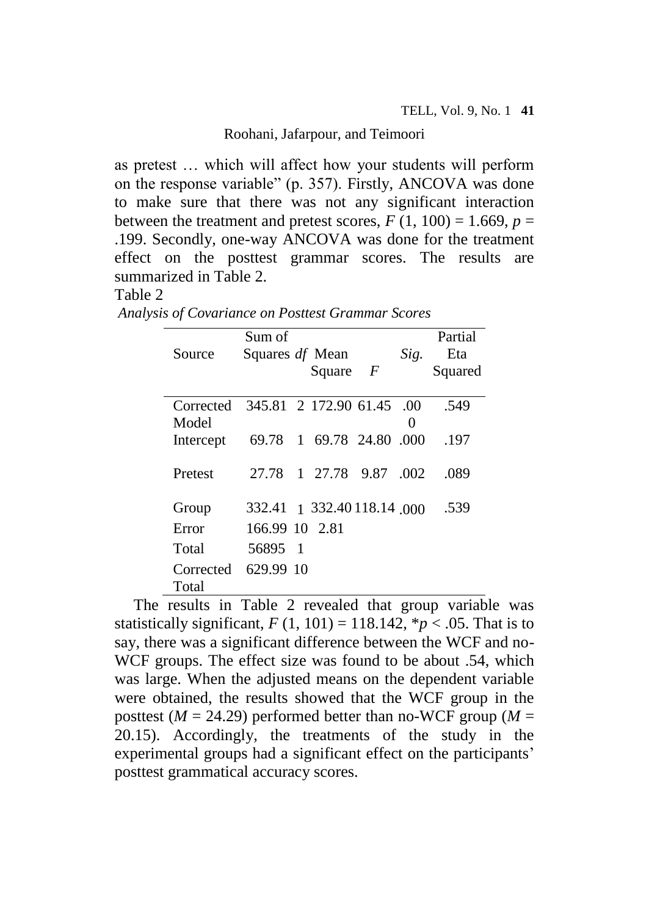as pretest … which will affect how your students will perform on the response variable" (p. 357). Firstly, ANCOVA was done to make sure that there was not any significant interaction between the treatment and pretest scores, $F$ (1, 100) = 1.669, $p$ = .199. Secondly, one-way ANCOVA was done for the treatment effect on the posttest grammar scores. The results are summarized in Table 2.

Table 2

*Analysis of Covariance on Posttest Grammar Scores*

| Source | Sum of Squares | *df* | Mean Square | *F* | *Sig.* | Partial Eta Squared |
|---|---|---|---|---|---|---|
| Corrected Model | 345.81 | 2 | 172.90 | 61.45 | .000 | .549 |
| Intercept | 69.78 | 1 | 69.78 | 24.80 | .000 | .197 |
| Pretest | 27.78 | 1 | 27.78 | 9.87 | .002 | .089 |
| Group | 332.41 | 1 | 332.40 | 118.14 | .000 | .539 |
| Error | 166.99 | 10 | 2.81 | | | |
| Total | 56895 | 1 | | | | |
| Corrected Total | 629.99 | 10 | | | | |

The results in Table 2 revealed that group variable was statistically significant, $F$ (1, 101) = 118.142, \*$p < .05$. That is to say, there was a significant difference between the WCF and no-WCF groups. The effect size was found to be about .54, which was large. When the adjusted means on the dependent variable were obtained, the results showed that the WCF group in the posttest ($M$ = 24.29) performed better than no-WCF group ($M$ = 20.15). Accordingly, the treatments of the study in the experimental groups had a significant effect on the participants' posttest grammatical accuracy scores.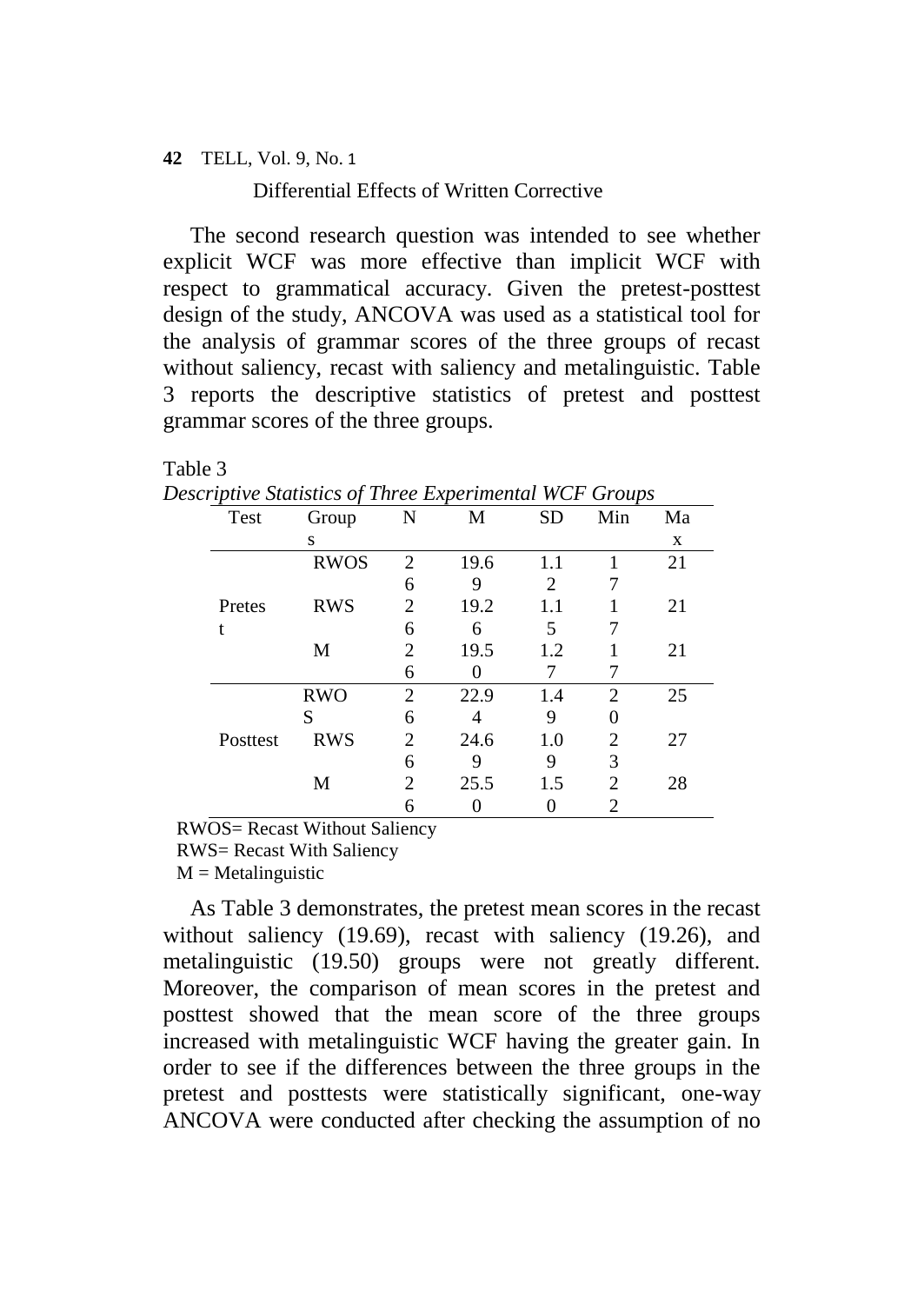The second research question was intended to see whether explicit WCF was more effective than implicit WCF with respect to grammatical accuracy. Given the pretest-posttest design of the study, ANCOVA was used as a statistical tool for the analysis of grammar scores of the three groups of recast without saliency, recast with saliency and metalinguistic. Table 3 reports the descriptive statistics of pretest and posttest grammar scores of the three groups.

Table 3
*Descriptive Statistics of Three Experimental WCF Groups*

| Test | Groups | N | M | SD | Min | Max |
|---|---|---|---|---|---|---|
| Pretest | RWOS | 26 | 19.69 | 1.12 | 17 | 21 |
| | RWS | 26 | 19.26 | 1.15 | 17 | 21 |
| | M | 26 | 19.50 | 1.27 | 17 | 21 |
| Posttest | RWOS | 26 | 22.94 | 1.49 | 20 | 25 |
| | RWS | 26 | 24.69 | 1.09 | 23 | 27 |
| | M | 26 | 25.50 | 1.50 | 22 | 28 |

RWOS= Recast Without Saliency
RWS= Recast With Saliency
M = Metalinguistic

As Table 3 demonstrates, the pretest mean scores in the recast without saliency (19.69), recast with saliency (19.26), and metalinguistic (19.50) groups were not greatly different. Moreover, the comparison of mean scores in the pretest and posttest showed that the mean score of the three groups increased with metalinguistic WCF having the greater gain. In order to see if the differences between the three groups in the pretest and posttests were statistically significant, one-way ANCOVA were conducted after checking the assumption of no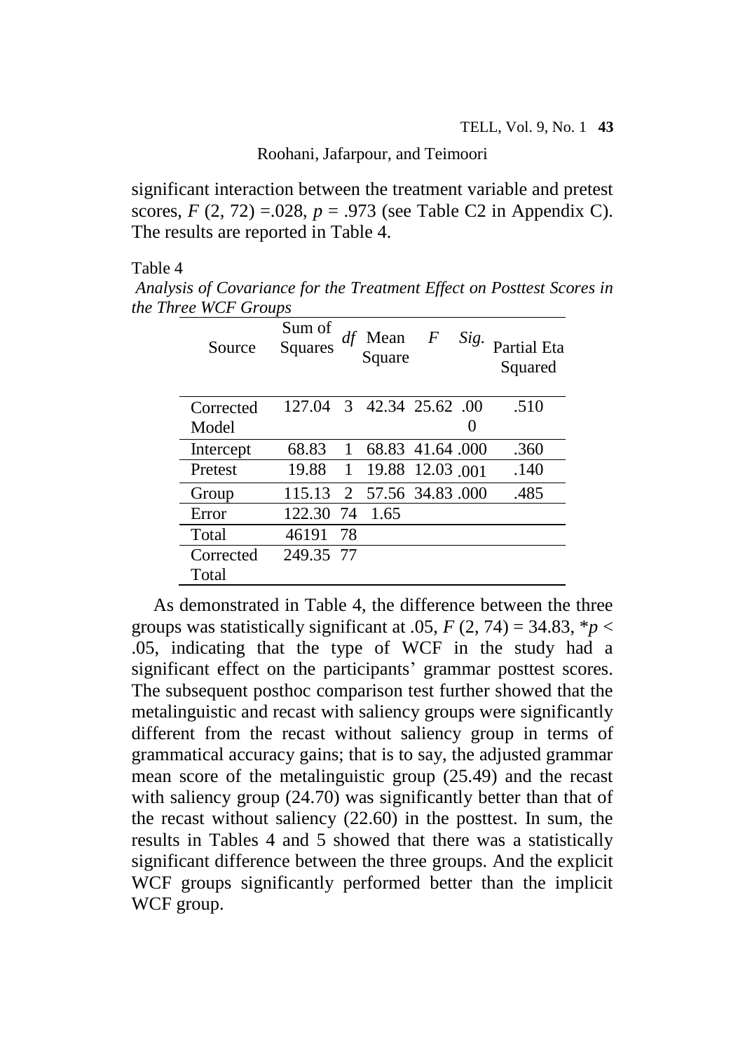significant interaction between the treatment variable and pretest scores, $F$ (2, 72) =.028, $p$ = .973 (see Table C2 in Appendix C). The results are reported in Table 4.

Table 4

*Analysis of Covariance for the Treatment Effect on Posttest Scores in the Three WCF Groups*

| Source | Sum of Squares | *df* | Mean Square | *F* | *Sig.* | Partial Eta Squared |
|---|---|---|---|---|---|---|
| Corrected Model | 127.04 | 3 | 42.34 | 25.62 | .000 | .510 |
| Intercept | 68.83 | 1 | 68.83 | 41.64 | .000 | .360 |
| Pretest | 19.88 | 1 | 19.88 | 12.03 | .001 | .140 |
| Group | 115.13 | 2 | 57.56 | 34.83 | .000 | .485 |
| Error | 122.30 | 74 | 1.65 | | | |
| Total | 46191 | 78 | | | | |
| Corrected Total | 249.35 | 77 | | | | |

As demonstrated in Table 4, the difference between the three groups was statistically significant at .05, $F$ (2, 74) = 34.83, $*p <$ .05, indicating that the type of WCF in the study had a significant effect on the participants' grammar posttest scores. The subsequent posthoc comparison test further showed that the metalinguistic and recast with saliency groups were significantly different from the recast without saliency group in terms of grammatical accuracy gains; that is to say, the adjusted grammar mean score of the metalinguistic group (25.49) and the recast with saliency group (24.70) was significantly better than that of the recast without saliency (22.60) in the posttest. In sum, the results in Tables 4 and 5 showed that there was a statistically significant difference between the three groups. And the explicit WCF groups significantly performed better than the implicit WCF group.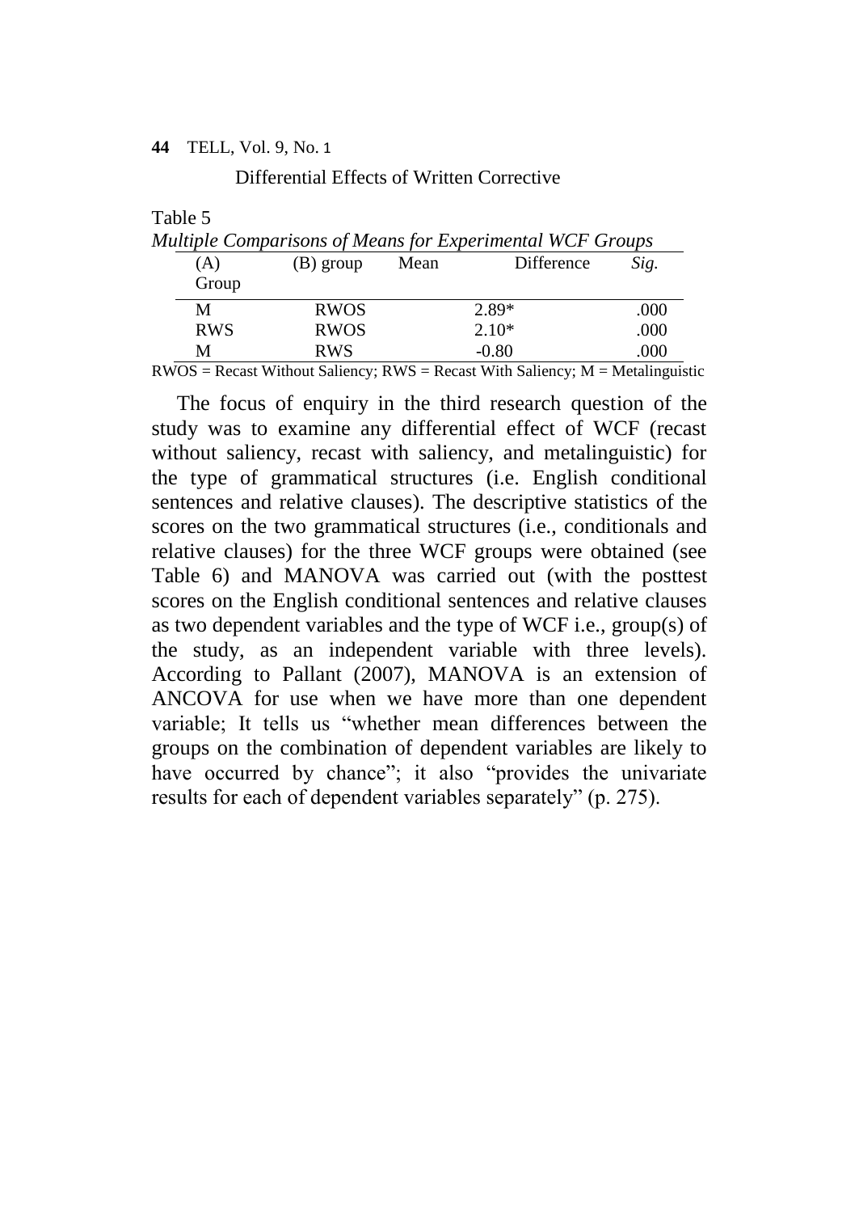Table 5

*Multiple Comparisons of Means for Experimental WCF Groups*

| (A) Group | (B) group | Mean Difference | *Sig.* |
|---|---|---|---|
| M | RWOS | 2.89* | .000 |
| RWS | RWOS | 2.10* | .000 |
| M | RWS | -0.80 | .000 |

RWOS = Recast Without Saliency; RWS = Recast With Saliency; M = Metalinguistic

The focus of enquiry in the third research question of the study was to examine any differential effect of WCF (recast without saliency, recast with saliency, and metalinguistic) for the type of grammatical structures (i.e. English conditional sentences and relative clauses). The descriptive statistics of the scores on the two grammatical structures (i.e., conditionals and relative clauses) for the three WCF groups were obtained (see Table 6) and MANOVA was carried out (with the posttest scores on the English conditional sentences and relative clauses as two dependent variables and the type of WCF i.e., group(s) of the study, as an independent variable with three levels). According to Pallant (2007), MANOVA is an extension of ANCOVA for use when we have more than one dependent variable; It tells us "whether mean differences between the groups on the combination of dependent variables are likely to have occurred by chance"; it also "provides the univariate results for each of dependent variables separately" (p. 275).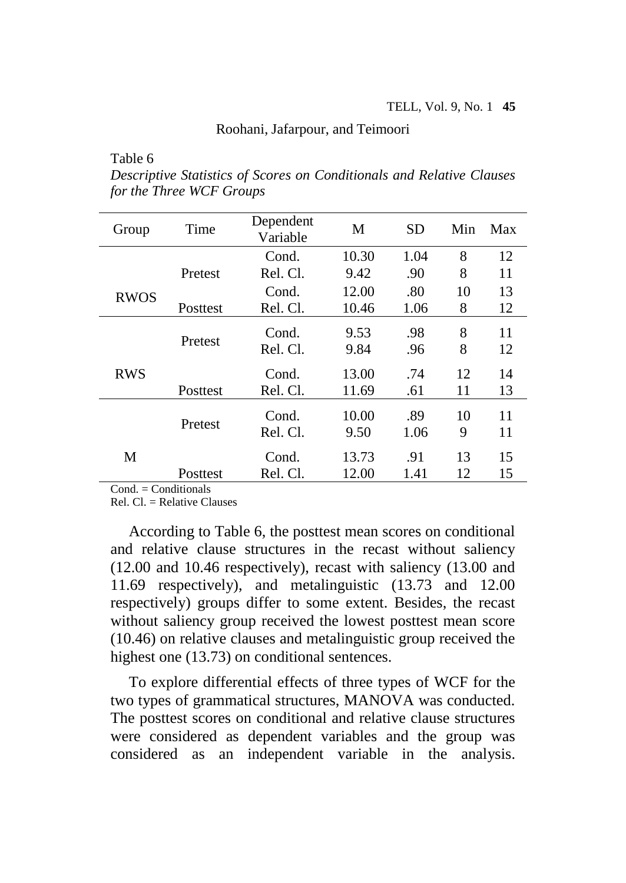Table 6

*Descriptive Statistics of Scores on Conditionals and Relative Clauses for the Three WCF Groups*

| Group | Time | Dependent Variable | M | SD | Min | Max |
|---|---|---|---|---|---|---|
| RWOS | Pretest | Cond. | 10.30 | 1.04 | 8 | 12 |
| | | Rel. Cl. | 9.42 | .90 | 8 | 11 |
| | Posttest | Cond. | 12.00 | .80 | 10 | 13 |
| | | Rel. Cl. | 10.46 | 1.06 | 8 | 12 |
| RWS | Pretest | Cond. | 9.53 | .98 | 8 | 11 |
| | | Rel. Cl. | 9.84 | .96 | 8 | 12 |
| | Posttest | Cond. | 13.00 | .74 | 12 | 14 |
| | | Rel. Cl. | 11.69 | .61 | 11 | 13 |
| M | Pretest | Cond. | 10.00 | .89 | 10 | 11 |
| | | Rel. Cl. | 9.50 | 1.06 | 9 | 11 |
| | Posttest | Cond. | 13.73 | .91 | 13 | 15 |
| | | Rel. Cl. | 12.00 | 1.41 | 12 | 15 |

Cond. = Conditionals
Rel. Cl. = Relative Clauses

According to Table 6, the posttest mean scores on conditional and relative clause structures in the recast without saliency (12.00 and 10.46 respectively), recast with saliency (13.00 and 11.69 respectively), and metalinguistic (13.73 and 12.00 respectively) groups differ to some extent. Besides, the recast without saliency group received the lowest posttest mean score (10.46) on relative clauses and metalinguistic group received the highest one (13.73) on conditional sentences.

To explore differential effects of three types of WCF for the two types of grammatical structures, MANOVA was conducted. The posttest scores on conditional and relative clause structures were considered as dependent variables and the group was considered as an independent variable in the analysis.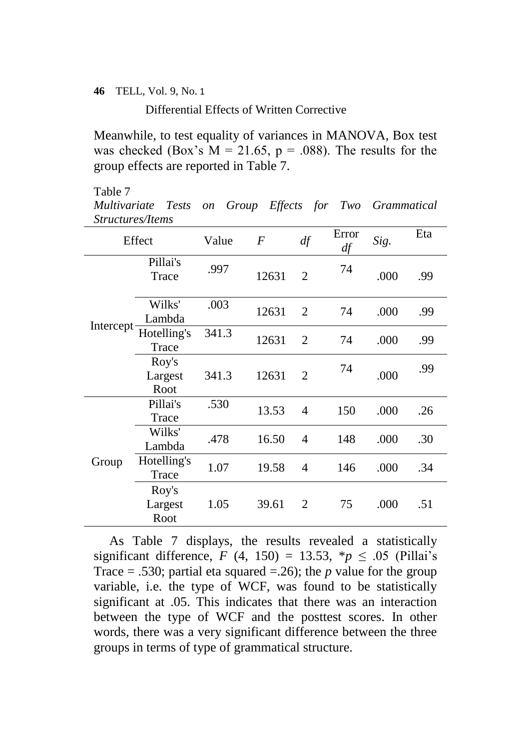Meanwhile, to test equality of variances in MANOVA, Box test was checked (Box's $M = 21.65$, $p = .088$). The results for the group effects are reported in Table 7.

Table 7

*Multivariate Tests on Group Effects for Two Grammatical Structures/Items*

| Effect | | Value | *F* | *df* | Error *df* | *Sig.* | Eta |
|---|---|---|---|---|---|---|---|
| Intercept | Pillai's Trace | .997 | 12631 | 2 | 74 | .000 | .99 |
| | Wilks' Lambda | .003 | 12631 | 2 | 74 | .000 | .99 |
| | Hotelling's Trace | 341.3 | 12631 | 2 | 74 | .000 | .99 |
| | Roy's Largest Root | 341.3 | 12631 | 2 | 74 | .000 | .99 |
| Group | Pillai's Trace | .530 | 13.53 | 4 | 150 | .000 | .26 |
| | Wilks' Lambda | .478 | 16.50 | 4 | 148 | .000 | .30 |
| | Hotelling's Trace | 1.07 | 19.58 | 4 | 146 | .000 | .34 |
| | Roy's Largest Root | 1.05 | 39.61 | 2 | 75 | .000 | .51 |

As Table 7 displays, the results revealed a statistically significant difference, $F$ (4, 150) = 13.53, $*p \leq .05$ (Pillai's Trace = .530; partial eta squared =.26); the $p$ value for the group variable, i.e. the type of WCF, was found to be statistically significant at .05. This indicates that there was an interaction between the type of WCF and the posttest scores. In other words, there was a very significant difference between the three groups in terms of type of grammatical structure.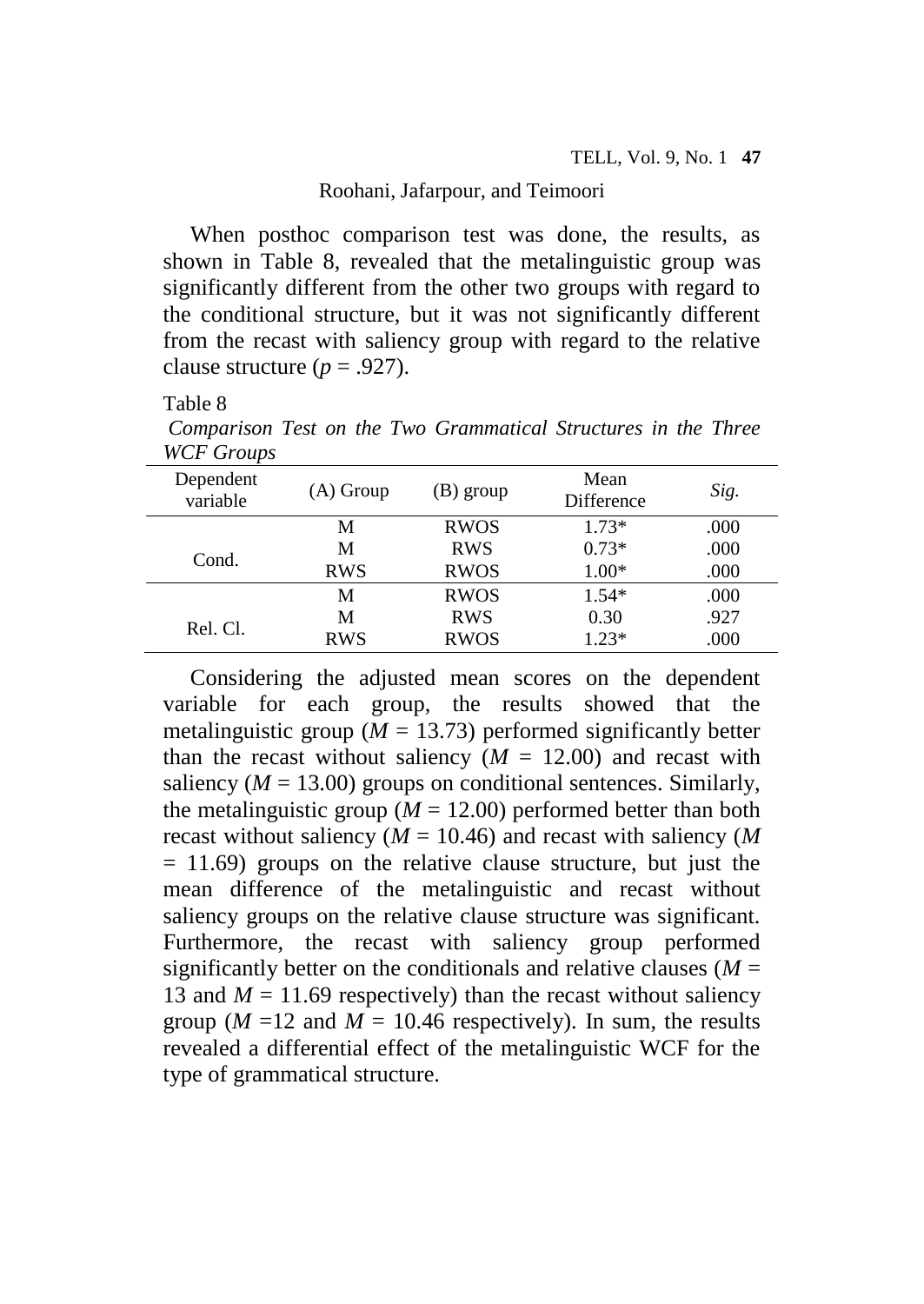When posthoc comparison test was done, the results, as shown in Table 8, revealed that the metalinguistic group was significantly different from the other two groups with regard to the conditional structure, but it was not significantly different from the recast with saliency group with regard to the relative clause structure ($p$ = .927).

Table 8

*Comparison Test on the Two Grammatical Structures in the Three WCF Groups*

| Dependent variable | (A) Group | (B) group | Mean Difference | *Sig.* |
|---|---|---|---|---|
| Cond. | M | RWOS | 1.73* | .000 |
| | M | RWS | 0.73* | .000 |
| | RWS | RWOS | 1.00* | .000 |
| Rel. Cl. | M | RWOS | 1.54* | .000 |
| | M | RWS | 0.30 | .927 |
| | RWS | RWOS | 1.23* | .000 |

Considering the adjusted mean scores on the dependent variable for each group, the results showed that the metalinguistic group ($M$ = 13.73) performed significantly better than the recast without saliency ($M$ = 12.00) and recast with saliency ($M$ = 13.00) groups on conditional sentences. Similarly, the metalinguistic group ($M$ = 12.00) performed better than both recast without saliency ($M$ = 10.46) and recast with saliency ($M$ = 11.69) groups on the relative clause structure, but just the mean difference of the metalinguistic and recast without saliency groups on the relative clause structure was significant. Furthermore, the recast with saliency group performed significantly better on the conditionals and relative clauses ($M$ = 13 and $M$ = 11.69 respectively) than the recast without saliency group ($M$ =12 and $M$ = 10.46 respectively). In sum, the results revealed a differential effect of the metalinguistic WCF for the type of grammatical structure.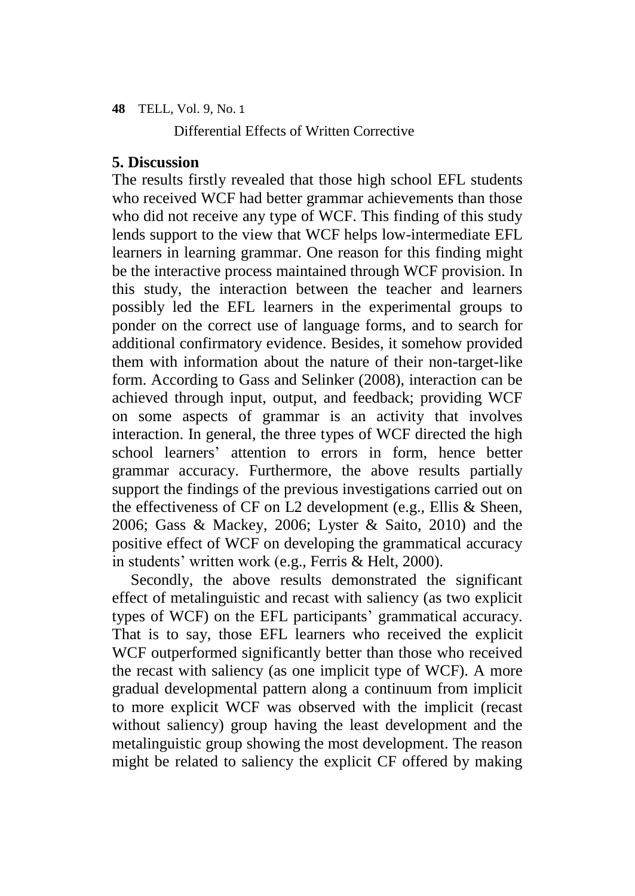## 5. Discussion

The results firstly revealed that those high school EFL students who received WCF had better grammar achievements than those who did not receive any type of WCF. This finding of this study lends support to the view that WCF helps low-intermediate EFL learners in learning grammar. One reason for this finding might be the interactive process maintained through WCF provision. In this study, the interaction between the teacher and learners possibly led the EFL learners in the experimental groups to ponder on the correct use of language forms, and to search for additional confirmatory evidence. Besides, it somehow provided them with information about the nature of their non-target-like form. According to Gass and Selinker (2008), interaction can be achieved through input, output, and feedback; providing WCF on some aspects of grammar is an activity that involves interaction. In general, the three types of WCF directed the high school learners' attention to errors in form, hence better grammar accuracy. Furthermore, the above results partially support the findings of the previous investigations carried out on the effectiveness of CF on L2 development (e.g., Ellis & Sheen, 2006; Gass & Mackey, 2006; Lyster & Saito, 2010) and the positive effect of WCF on developing the grammatical accuracy in students' written work (e.g., Ferris & Helt, 2000).

Secondly, the above results demonstrated the significant effect of metalinguistic and recast with saliency (as two explicit types of WCF) on the EFL participants' grammatical accuracy. That is to say, those EFL learners who received the explicit WCF outperformed significantly better than those who received the recast with saliency (as one implicit type of WCF). A more gradual developmental pattern along a continuum from implicit to more explicit WCF was observed with the implicit (recast without saliency) group having the least development and the metalinguistic group showing the most development. The reason might be related to saliency the explicit CF offered by making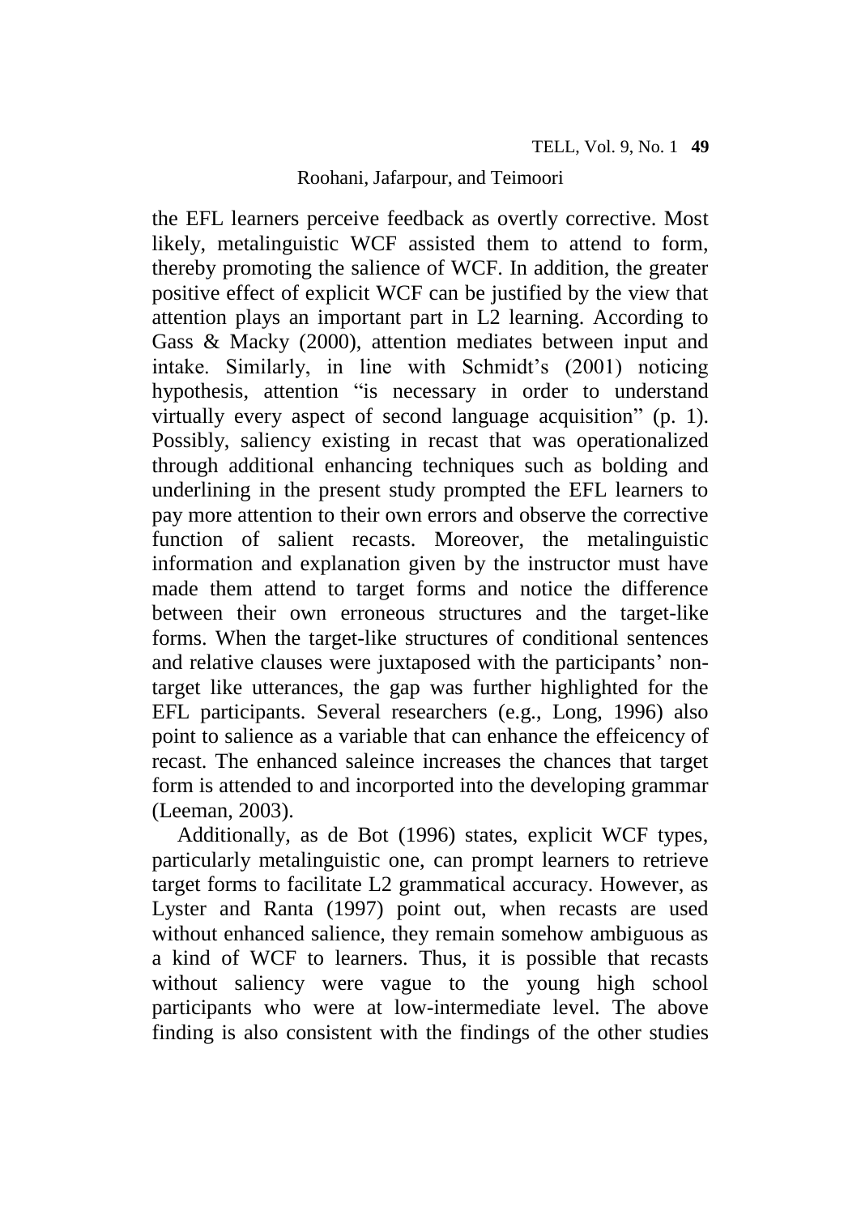the EFL learners perceive feedback as overtly corrective. Most likely, metalinguistic WCF assisted them to attend to form, thereby promoting the salience of WCF. In addition, the greater positive effect of explicit WCF can be justified by the view that attention plays an important part in L2 learning. According to Gass & Macky (2000), attention mediates between input and intake. Similarly, in line with Schmidt's (2001) noticing hypothesis, attention "is necessary in order to understand virtually every aspect of second language acquisition" (p. 1). Possibly, saliency existing in recast that was operationalized through additional enhancing techniques such as bolding and underlining in the present study prompted the EFL learners to pay more attention to their own errors and observe the corrective function of salient recasts. Moreover, the metalinguistic information and explanation given by the instructor must have made them attend to target forms and notice the difference between their own erroneous structures and the target-like forms. When the target-like structures of conditional sentences and relative clauses were juxtaposed with the participants' non-target like utterances, the gap was further highlighted for the EFL participants. Several researchers (e.g., Long, 1996) also point to salience as a variable that can enhance the effeicency of recast. The enhanced saleince increases the chances that target form is attended to and incorported into the developing grammar (Leeman, 2003).

Additionally, as de Bot (1996) states, explicit WCF types, particularly metalinguistic one, can prompt learners to retrieve target forms to facilitate L2 grammatical accuracy. However, as Lyster and Ranta (1997) point out, when recasts are used without enhanced salience, they remain somehow ambiguous as a kind of WCF to learners. Thus, it is possible that recasts without saliency were vague to the young high school participants who were at low-intermediate level. The above finding is also consistent with the findings of the other studies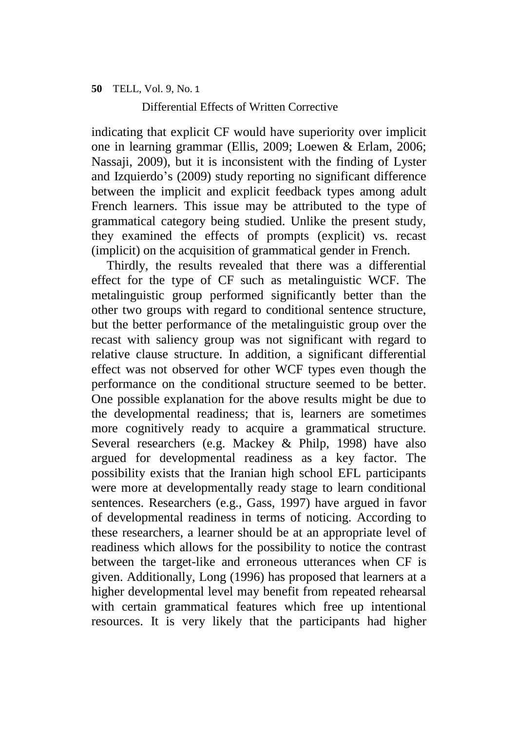indicating that explicit CF would have superiority over implicit one in learning grammar (Ellis, 2009; Loewen & Erlam, 2006; Nassaji, 2009), but it is inconsistent with the finding of Lyster and Izquierdo's (2009) study reporting no significant difference between the implicit and explicit feedback types among adult French learners. This issue may be attributed to the type of grammatical category being studied. Unlike the present study, they examined the effects of prompts (explicit) vs. recast (implicit) on the acquisition of grammatical gender in French.

Thirdly, the results revealed that there was a differential effect for the type of CF such as metalinguistic WCF. The metalinguistic group performed significantly better than the other two groups with regard to conditional sentence structure, but the better performance of the metalinguistic group over the recast with saliency group was not significant with regard to relative clause structure. In addition, a significant differential effect was not observed for other WCF types even though the performance on the conditional structure seemed to be better. One possible explanation for the above results might be due to the developmental readiness; that is, learners are sometimes more cognitively ready to acquire a grammatical structure. Several researchers (e.g. Mackey & Philp, 1998) have also argued for developmental readiness as a key factor. The possibility exists that the Iranian high school EFL participants were more at developmentally ready stage to learn conditional sentences. Researchers (e.g., Gass, 1997) have argued in favor of developmental readiness in terms of noticing. According to these researchers, a learner should be at an appropriate level of readiness which allows for the possibility to notice the contrast between the target-like and erroneous utterances when CF is given. Additionally, Long (1996) has proposed that learners at a higher developmental level may benefit from repeated rehearsal with certain grammatical features which free up intentional resources. It is very likely that the participants had higher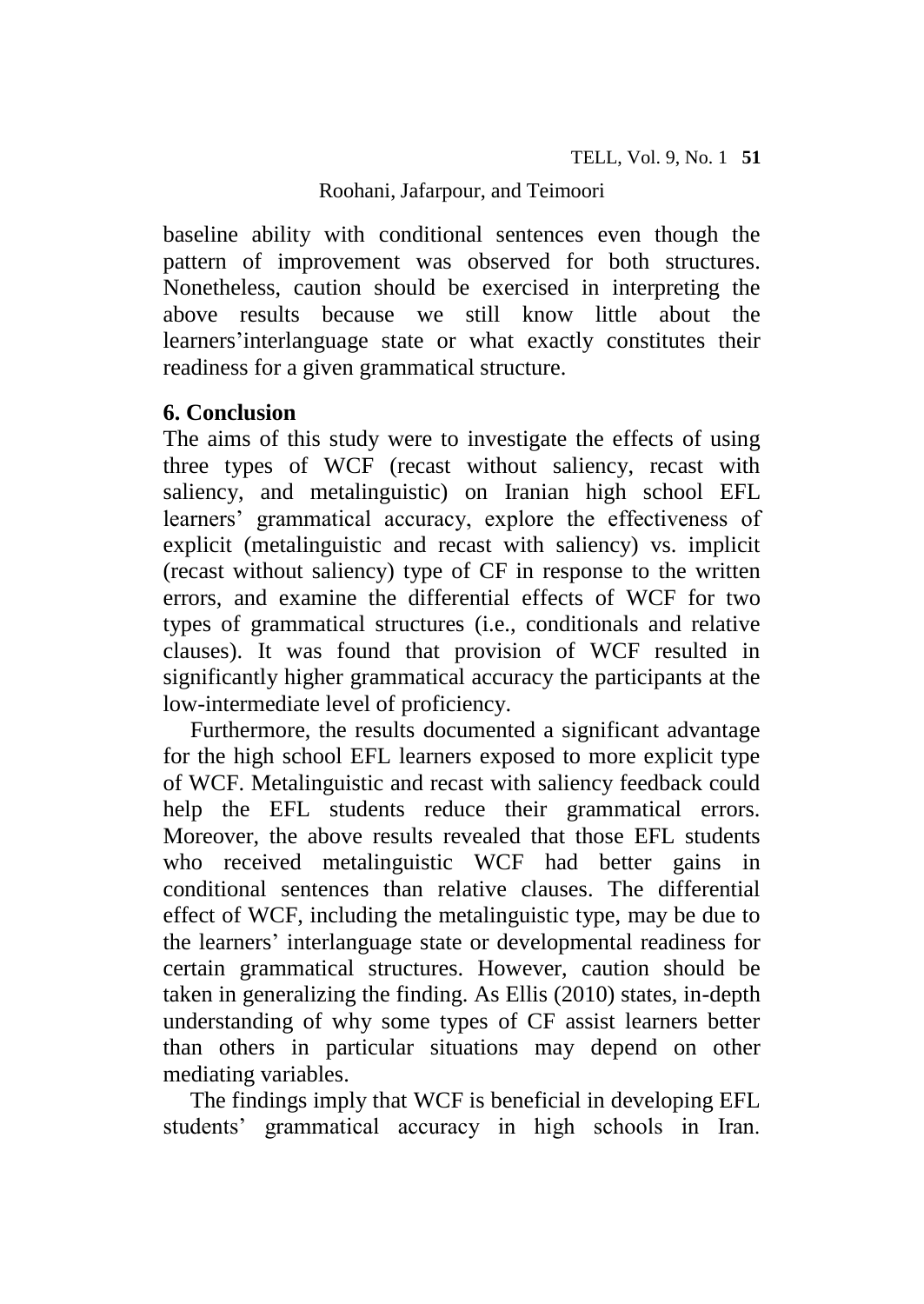baseline ability with conditional sentences even though the pattern of improvement was observed for both structures. Nonetheless, caution should be exercised in interpreting the above results because we still know little about the learners'interlanguage state or what exactly constitutes their readiness for a given grammatical structure.

## 6. Conclusion

The aims of this study were to investigate the effects of using three types of WCF (recast without saliency, recast with saliency, and metalinguistic) on Iranian high school EFL learners' grammatical accuracy, explore the effectiveness of explicit (metalinguistic and recast with saliency) vs. implicit (recast without saliency) type of CF in response to the written errors, and examine the differential effects of WCF for two types of grammatical structures (i.e., conditionals and relative clauses). It was found that provision of WCF resulted in significantly higher grammatical accuracy the participants at the low-intermediate level of proficiency.

Furthermore, the results documented a significant advantage for the high school EFL learners exposed to more explicit type of WCF. Metalinguistic and recast with saliency feedback could help the EFL students reduce their grammatical errors. Moreover, the above results revealed that those EFL students who received metalinguistic WCF had better gains in conditional sentences than relative clauses. The differential effect of WCF, including the metalinguistic type, may be due to the learners' interlanguage state or developmental readiness for certain grammatical structures. However, caution should be taken in generalizing the finding. As Ellis (2010) states, in-depth understanding of why some types of CF assist learners better than others in particular situations may depend on other mediating variables.

The findings imply that WCF is beneficial in developing EFL students' grammatical accuracy in high schools in Iran.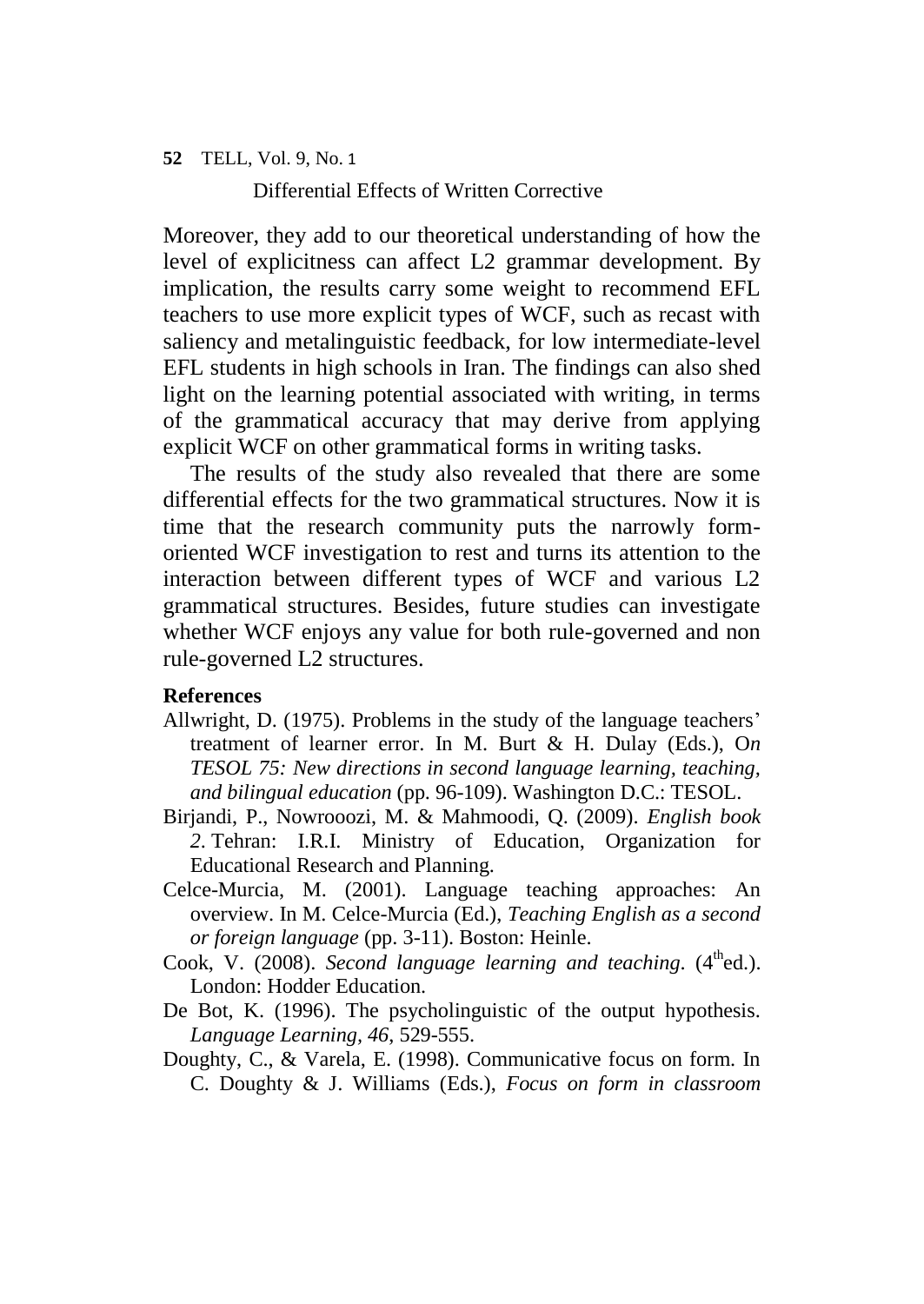Moreover, they add to our theoretical understanding of how the level of explicitness can affect L2 grammar development. By implication, the results carry some weight to recommend EFL teachers to use more explicit types of WCF, such as recast with saliency and metalinguistic feedback, for low intermediate-level EFL students in high schools in Iran. The findings can also shed light on the learning potential associated with writing, in terms of the grammatical accuracy that may derive from applying explicit WCF on other grammatical forms in writing tasks.

The results of the study also revealed that there are some differential effects for the two grammatical structures. Now it is time that the research community puts the narrowly form-oriented WCF investigation to rest and turns its attention to the interaction between different types of WCF and various L2 grammatical structures. Besides, future studies can investigate whether WCF enjoys any value for both rule-governed and non rule-governed L2 structures.

**References**

Allwright, D. (1975). Problems in the study of the language teachers' treatment of learner error. In M. Burt & H. Dulay (Eds.), *On TESOL 75: New directions in second language learning, teaching, and bilingual education* (pp. 96-109). Washington D.C.: TESOL.

Birjandi, P., Nowrooozi, M. & Mahmoodi, Q. (2009). *English book 2*. Tehran: I.R.I. Ministry of Education, Organization for Educational Research and Planning.

Celce-Murcia, M. (2001). Language teaching approaches: An overview. In M. Celce-Murcia (Ed.), *Teaching English as a second or foreign language* (pp. 3-11). Boston: Heinle.

Cook, V. (2008). *Second language learning and teaching*. (4th ed.). London: Hodder Education.

De Bot, K. (1996). The psycholinguistic of the output hypothesis. *Language Learning, 46*, 529-555.

Doughty, C., & Varela, E. (1998). Communicative focus on form. In C. Doughty & J. Williams (Eds.), *Focus on form in classroom*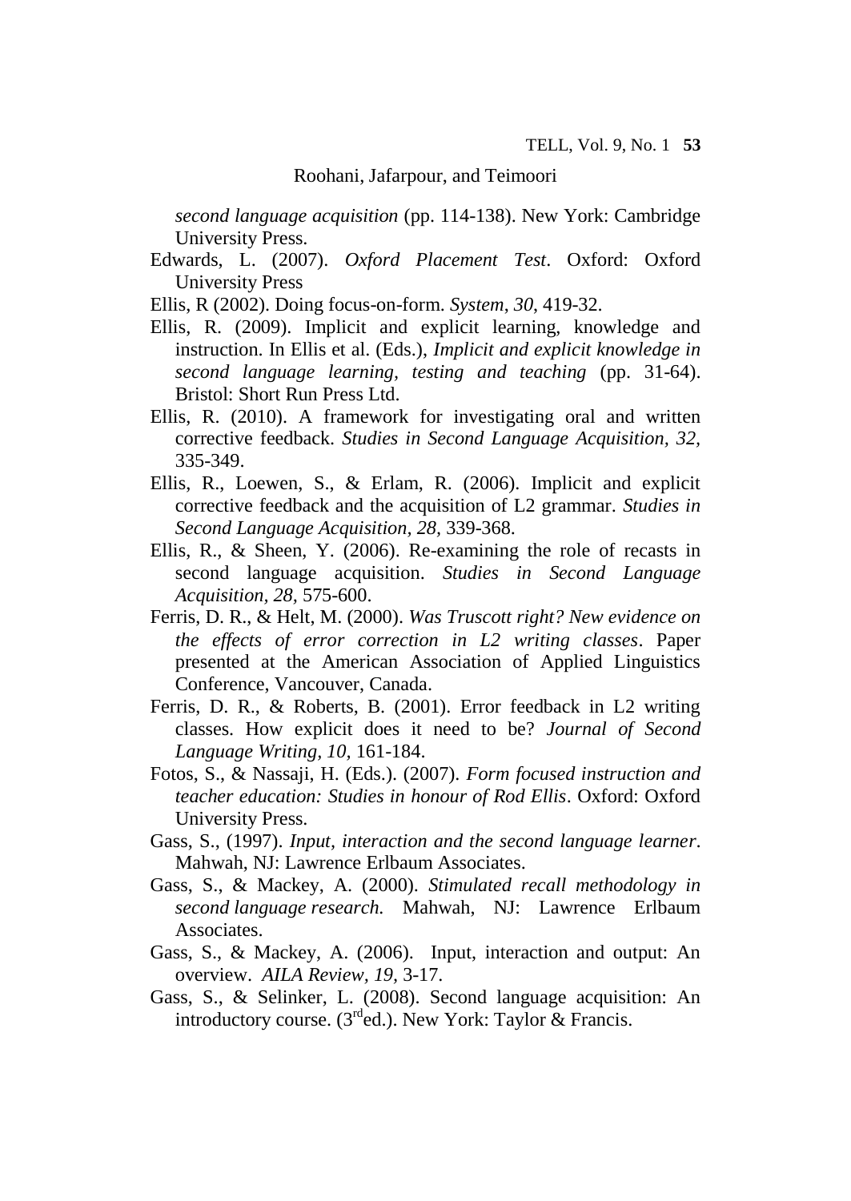*second language acquisition* (pp. 114-138). New York: Cambridge University Press.

Edwards, L. (2007). *Oxford Placement Test*. Oxford: Oxford University Press

Ellis, R (2002). Doing focus-on-form. *System*, *30*, 419-32.

Ellis, R. (2009). Implicit and explicit learning, knowledge and instruction. In Ellis et al. (Eds.), *Implicit and explicit knowledge in second language learning, testing and teaching* (pp. 31-64). Bristol: Short Run Press Ltd.

Ellis, R. (2010). A framework for investigating oral and written corrective feedback. *Studies in Second Language Acquisition, 32*, 335-349.

Ellis, R., Loewen, S., & Erlam, R. (2006). Implicit and explicit corrective feedback and the acquisition of L2 grammar. *Studies in Second Language Acquisition, 28*, 339-368.

Ellis, R., & Sheen, Y. (2006). Re-examining the role of recasts in second language acquisition. *Studies in Second Language Acquisition, 28*, 575-600.

Ferris, D. R., & Helt, M. (2000). *Was Truscott right? New evidence on the effects of error correction in L2 writing classes*. Paper presented at the American Association of Applied Linguistics Conference, Vancouver, Canada.

Ferris, D. R., & Roberts, B. (2001). Error feedback in L2 writing classes. How explicit does it need to be? *Journal of Second Language Writing, 10*, 161-184.

Fotos, S., & Nassaji, H. (Eds.). (2007). *Form focused instruction and teacher education: Studies in honour of Rod Ellis*. Oxford: Oxford University Press.

Gass, S., (1997). *Input, interaction and the second language learner*. Mahwah, NJ: Lawrence Erlbaum Associates.

Gass, S., & Mackey, A. (2000). *Stimulated recall methodology in second language research.* Mahwah, NJ: Lawrence Erlbaum Associates.

Gass, S., & Mackey, A. (2006). Input, interaction and output: An overview. *AILA Review, 19,* 3-17.

Gass, S., & Selinker, L. (2008). Second language acquisition: An introductory course. (3rd ed.). New York: Taylor & Francis.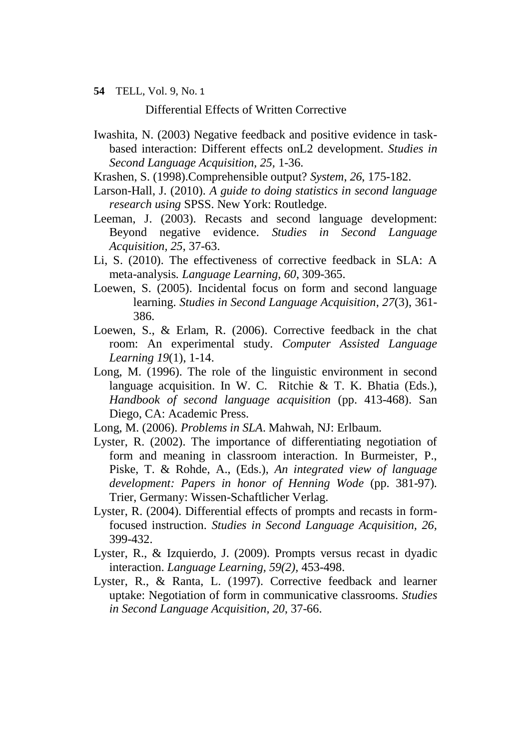Iwashita, N. (2003) Negative feedback and positive evidence in task-based interaction: Different effects onL2 development. *Studies in Second Language Acquisition, 25*, 1-36.

Krashen, S. (1998).Comprehensible output? *System*, *26*, 175-182.

Larson-Hall, J. (2010). *A guide to doing statistics in second language research using* SPSS. New York: Routledge.

Leeman, J. (2003). Recasts and second language development: Beyond negative evidence. *Studies in Second Language Acquisition, 25*, 37-63.

Li, S. (2010). The effectiveness of corrective feedback in SLA: A meta-analysis. *Language Learning, 60*, 309-365.

Loewen, S. (2005). Incidental focus on form and second language learning. *Studies in Second Language Acquisition*, *27*(3), 361-386.

Loewen, S., & Erlam, R. (2006). Corrective feedback in the chat room: An experimental study. *Computer Assisted Language Learning 19*(1), 1-14.

Long, M. (1996). The role of the linguistic environment in second language acquisition. In W. C. Ritchie & T. K. Bhatia (Eds.), *Handbook of second language acquisition* (pp. 413-468). San Diego, CA: Academic Press.

Long, M. (2006). *Problems in SLA*. Mahwah, NJ: Erlbaum.

Lyster, R. (2002). The importance of differentiating negotiation of form and meaning in classroom interaction. In Burmeister, P., Piske, T. & Rohde, A., (Eds.), *An integrated view of language development: Papers in honor of Henning Wode* (pp. 381-97). Trier, Germany: Wissen-Schaftlicher Verlag.

Lyster, R. (2004). Differential effects of prompts and recasts in form-focused instruction. *Studies in Second Language Acquisition, 26,* 399-432.

Lyster, R., & Izquierdo, J. (2009). Prompts versus recast in dyadic interaction. *Language Learning, 59(2),* 453-498.

Lyster, R., & Ranta, L. (1997). Corrective feedback and learner uptake: Negotiation of form in communicative classrooms. *Studies in Second Language Acquisition, 20*, 37-66.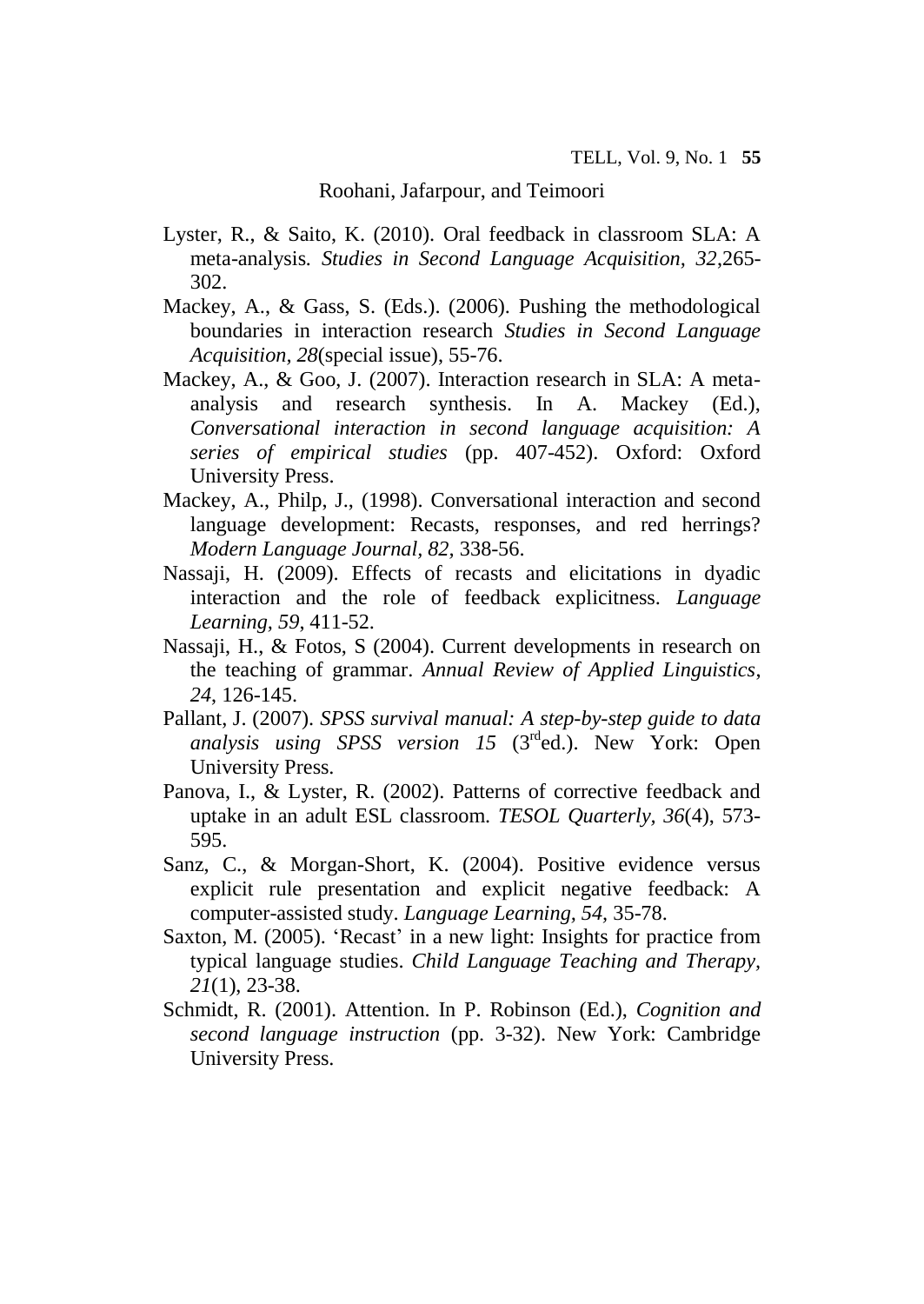Lyster, R., & Saito, K. (2010). Oral feedback in classroom SLA: A meta-analysis. *Studies in Second Language Acquisition, 32*,265-302.

Mackey, A., & Gass, S. (Eds.). (2006). Pushing the methodological boundaries in interaction research *Studies in Second Language Acquisition, 28*(special issue), 55-76.

Mackey, A., & Goo, J. (2007). Interaction research in SLA: A meta-analysis and research synthesis. In A. Mackey (Ed.), *Conversational interaction in second language acquisition: A series of empirical studies* (pp. 407-452). Oxford: Oxford University Press.

Mackey, A., Philp, J., (1998). Conversational interaction and second language development: Recasts, responses, and red herrings? *Modern Language Journal, 82*, 338-56.

Nassaji, H. (2009). Effects of recasts and elicitations in dyadic interaction and the role of feedback explicitness. *Language Learning, 59*, 411-52.

Nassaji, H., & Fotos, S (2004). Current developments in research on the teaching of grammar. *Annual Review of Applied Linguistics*, *24*, 126-145.

Pallant, J. (2007). *SPSS survival manual: A step-by-step guide to data analysis using SPSS version 15* (3rd ed.). New York: Open University Press.

Panova, I., & Lyster, R. (2002). Patterns of corrective feedback and uptake in an adult ESL classroom. *TESOL Quarterly, 36*(4), 573-595.

Sanz, C., & Morgan-Short, K. (2004). Positive evidence versus explicit rule presentation and explicit negative feedback: A computer-assisted study. *Language Learning, 54*, 35-78.

Saxton, M. (2005). 'Recast' in a new light: Insights for practice from typical language studies. *Child Language Teaching and Therapy, 21*(1), 23-38.

Schmidt, R. (2001). Attention. In P. Robinson (Ed.), *Cognition and second language instruction* (pp. 3-32). New York: Cambridge University Press.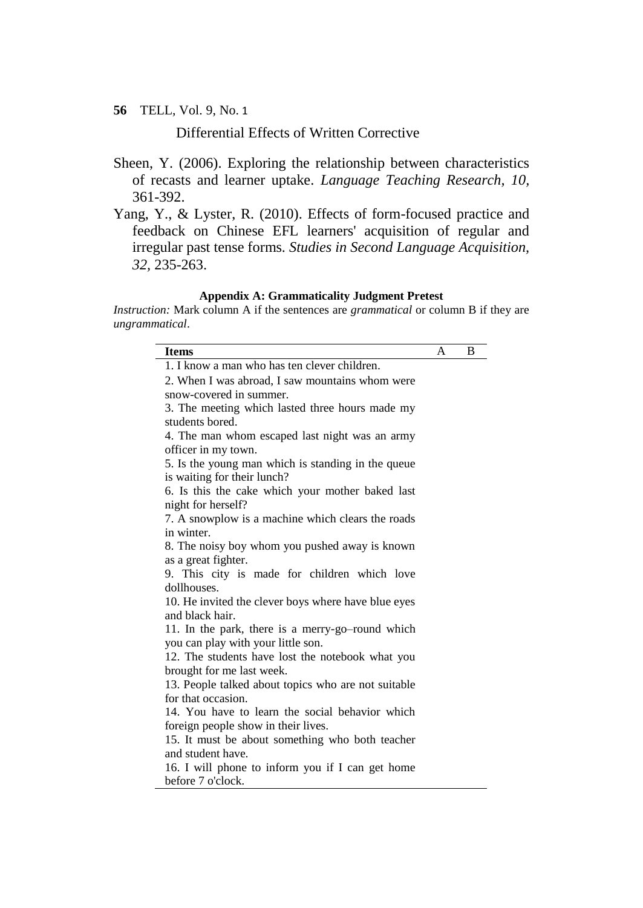Sheen, Y. (2006). Exploring the relationship between characteristics of recasts and learner uptake. *Language Teaching Research*, *10*, 361-392.

Yang, Y., & Lyster, R. (2010). Effects of form-focused practice and feedback on Chinese EFL learners' acquisition of regular and irregular past tense forms. *Studies in Second Language Acquisition, 32*, 235-263.

### Appendix A: Grammaticality Judgment Pretest

*Instruction:* Mark column A if the sentences are *grammatical* or column B if they are *ungrammatical*.

| Items | A | B |
|---|---|---|
| 1. I know a man who has ten clever children. | | |
| 2. When I was abroad, I saw mountains whom were snow-covered in summer. | | |
| 3. The meeting which lasted three hours made my students bored. | | |
| 4. The man whom escaped last night was an army officer in my town. | | |
| 5. Is the young man which is standing in the queue is waiting for their lunch? | | |
| 6. Is this the cake which your mother baked last night for herself? | | |
| 7. A snowplow is a machine which clears the roads in winter. | | |
| 8. The noisy boy whom you pushed away is known as a great fighter. | | |
| 9. This city is made for children which love dollhouses. | | |
| 10. He invited the clever boys where have blue eyes and black hair. | | |
| 11. In the park, there is a merry-go–round which you can play with your little son. | | |
| 12. The students have lost the notebook what you brought for me last week. | | |
| 13. People talked about topics who are not suitable for that occasion. | | |
| 14. You have to learn the social behavior which foreign people show in their lives. | | |
| 15. It must be about something who both teacher and student have. | | |
| 16. I will phone to inform you if I can get home before 7 o'clock. | | |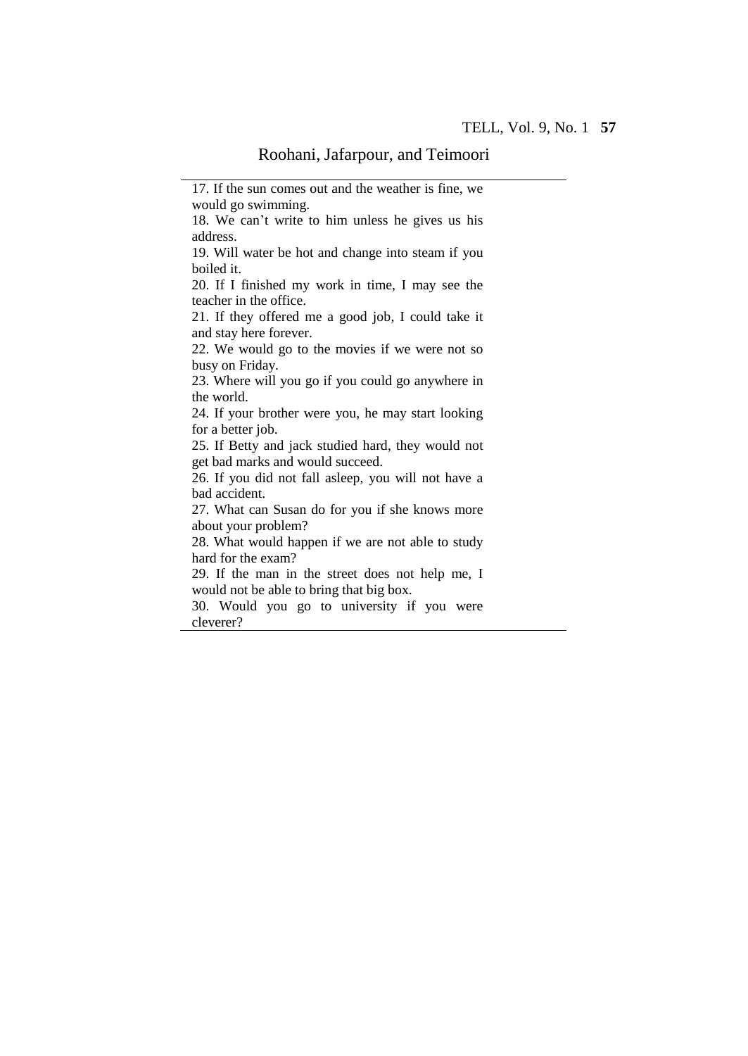17. If the sun comes out and the weather is fine, we would go swimming.
18. We can't write to him unless he gives us his address.
19. Will water be hot and change into steam if you boiled it.
20. If I finished my work in time, I may see the teacher in the office.
21. If they offered me a good job, I could take it and stay here forever.
22. We would go to the movies if we were not so busy on Friday.
23. Where will you go if you could go anywhere in the world.
24. If your brother were you, he may start looking for a better job.
25. If Betty and jack studied hard, they would not get bad marks and would succeed.
26. If you did not fall asleep, you will not have a bad accident.
27. What can Susan do for you if she knows more about your problem?
28. What would happen if we are not able to study hard for the exam?
29. If the man in the street does not help me, I would not be able to bring that big box.
30. Would you go to university if you were cleverer?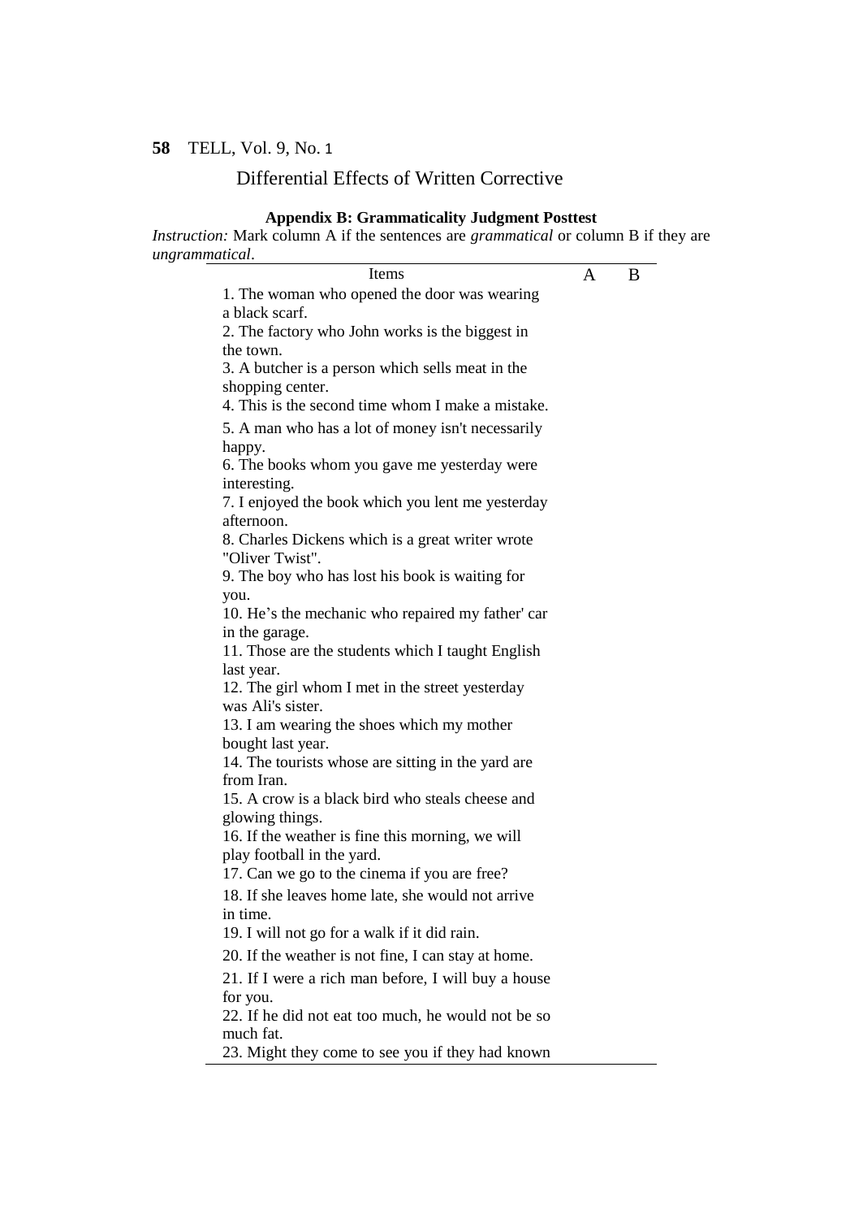## Appendix B: Grammaticality Judgment Posttest

*Instruction:* Mark column A if the sentences are *grammatical* or column B if they are *ungrammatical*.

| Items | A | B |
|---|---|---|
| 1. The woman who opened the door was wearing a black scarf. | | |
| 2. The factory who John works is the biggest in the town. | | |
| 3. A butcher is a person which sells meat in the shopping center. | | |
| 4. This is the second time whom I make a mistake. | | |
| 5. A man who has a lot of money isn't necessarily happy. | | |
| 6. The books whom you gave me yesterday were interesting. | | |
| 7. I enjoyed the book which you lent me yesterday afternoon. | | |
| 8. Charles Dickens which is a great writer wrote "Oliver Twist". | | |
| 9. The boy who has lost his book is waiting for you. | | |
| 10. He's the mechanic who repaired my father' car in the garage. | | |
| 11. Those are the students which I taught English last year. | | |
| 12. The girl whom I met in the street yesterday was Ali's sister. | | |
| 13. I am wearing the shoes which my mother bought last year. | | |
| 14. The tourists whose are sitting in the yard are from Iran. | | |
| 15. A crow is a black bird who steals cheese and glowing things. | | |
| 16. If the weather is fine this morning, we will play football in the yard. | | |
| 17. Can we go to the cinema if you are free? | | |
| 18. If she leaves home late, she would not arrive in time. | | |
| 19. I will not go for a walk if it did rain. | | |
| 20. If the weather is not fine, I can stay at home. | | |
| 21. If I were a rich man before, I will buy a house for you. | | |
| 22. If he did not eat too much, he would not be so much fat. | | |
| 23. Might they come to see you if they had known | | |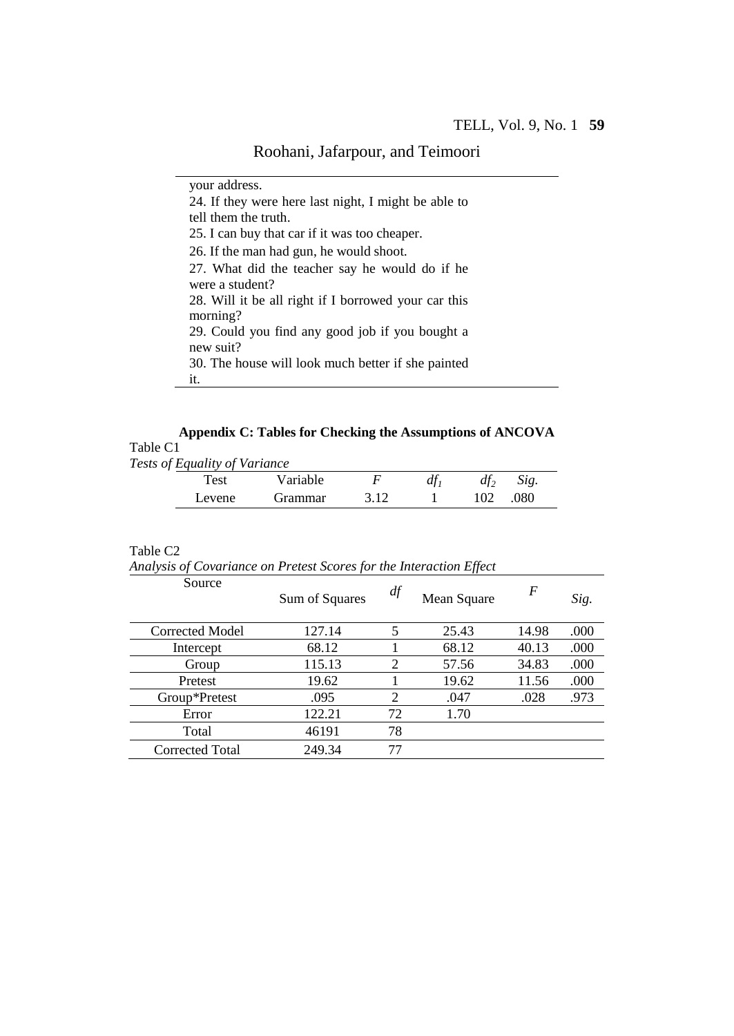your address.
24. If they were here last night, I might be able to tell them the truth.
25. I can buy that car if it was too cheaper.
26. If the man had gun, he would shoot.
27. What did the teacher say he would do if he were a student?
28. Will it be all right if I borrowed your car this morning?
29. Could you find any good job if you bought a new suit?
30. The house will look much better if she painted it.

## Appendix C: Tables for Checking the Assumptions of ANCOVA

Table C1

*Tests of Equality of Variance*

| Test | Variable | *F* | $df_1$ | $df_2$ | *Sig.* |
|---|---|---|---|---|---|
| Levene | Grammar | 3.12 | 1 | 102 | .080 |

Table C2

*Analysis of Covariance on Pretest Scores for the Interaction Effect*

| Source | Sum of Squares | *df* | Mean Square | *F* | *Sig.* |
|---|---|---|---|---|---|
| Corrected Model | 127.14 | 5 | 25.43 | 14.98 | .000 |
| Intercept | 68.12 | 1 | 68.12 | 40.13 | .000 |
| Group | 115.13 | 2 | 57.56 | 34.83 | .000 |
| Pretest | 19.62 | 1 | 19.62 | 11.56 | .000 |
| Group*Pretest | .095 | 2 | .047 | .028 | .973 |
| Error | 122.21 | 72 | 1.70 | | |
| Total | 46191 | 78 | | | |
| Corrected Total | 249.34 | 77 | | | |